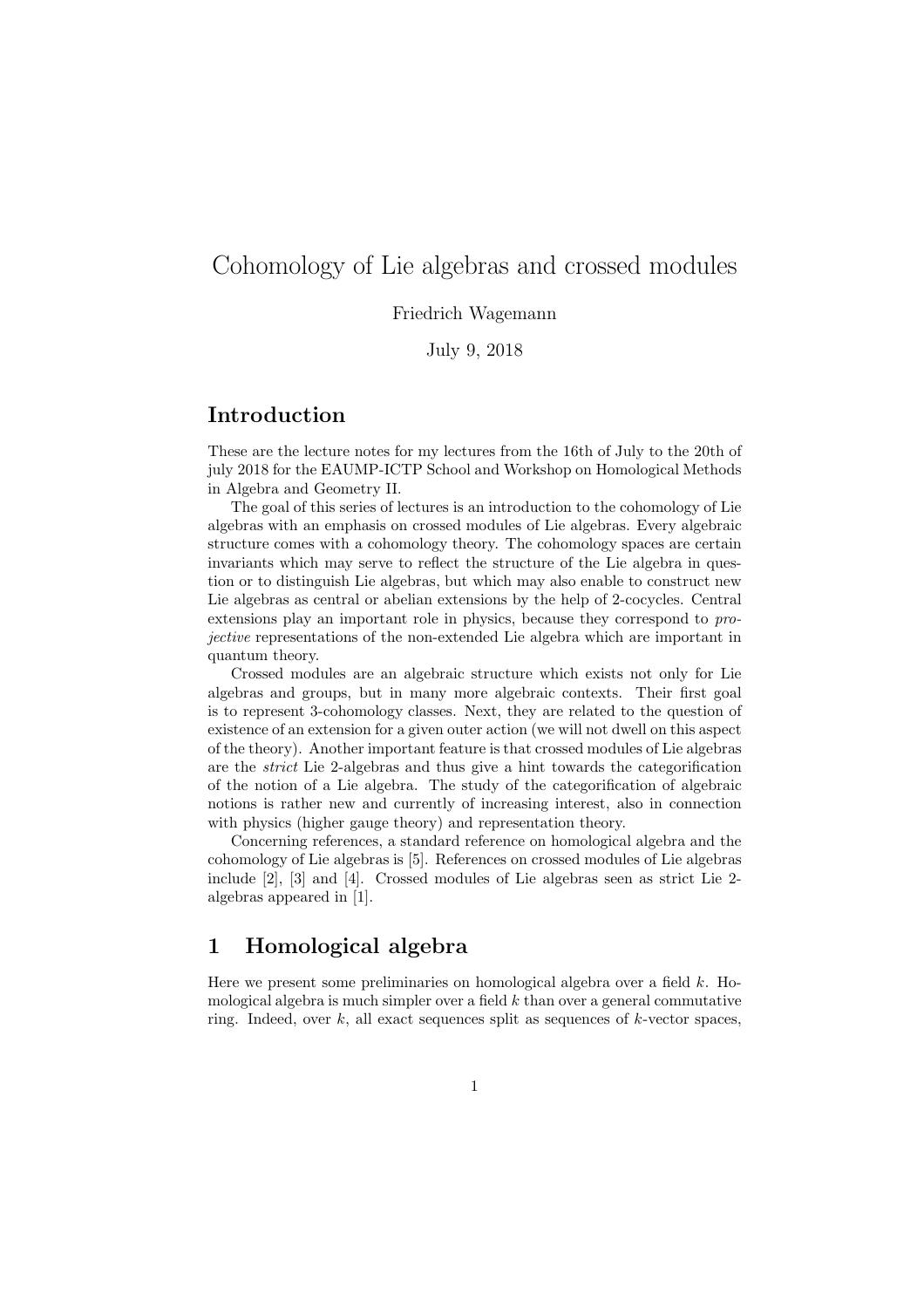# Cohomology of Lie algebras and crossed modules

Friedrich Wagemann

July 9, 2018

## Introduction

These are the lecture notes for my lectures from the 16th of July to the 20th of july 2018 for the EAUMP-ICTP School and Workshop on Homological Methods in Algebra and Geometry II.

The goal of this series of lectures is an introduction to the cohomology of Lie algebras with an emphasis on crossed modules of Lie algebras. Every algebraic structure comes with a cohomology theory. The cohomology spaces are certain invariants which may serve to reflect the structure of the Lie algebra in question or to distinguish Lie algebras, but which may also enable to construct new Lie algebras as central or abelian extensions by the help of 2-cocycles. Central extensions play an important role in physics, because they correspond to *projective* representations of the non-extended Lie algebra which are important in quantum theory.

Crossed modules are an algebraic structure which exists not only for Lie algebras and groups, but in many more algebraic contexts. Their first goal is to represent 3-cohomology classes. Next, they are related to the question of existence of an extension for a given outer action (we will not dwell on this aspect of the theory). Another important feature is that crossed modules of Lie algebras are the *strict* Lie 2-algebras and thus give a hint towards the categorification of the notion of a Lie algebra. The study of the categorification of algebraic notions is rather new and currently of increasing interest, also in connection with physics (higher gauge theory) and representation theory.

Concerning references, a standard reference on homological algebra and the cohomology of Lie algebras is [5]. References on crossed modules of Lie algebras include [2], [3] and [4]. Crossed modules of Lie algebras seen as strict Lie 2-algebras appeared in [1].

## 1 Homological algebra

Here we present some preliminaries on homological algebra over a field $k$. Homological algebra is much simpler over a field $k$ than over a general commutative ring. Indeed, over $k$, all exact sequences split as sequences of $k$-vector spaces,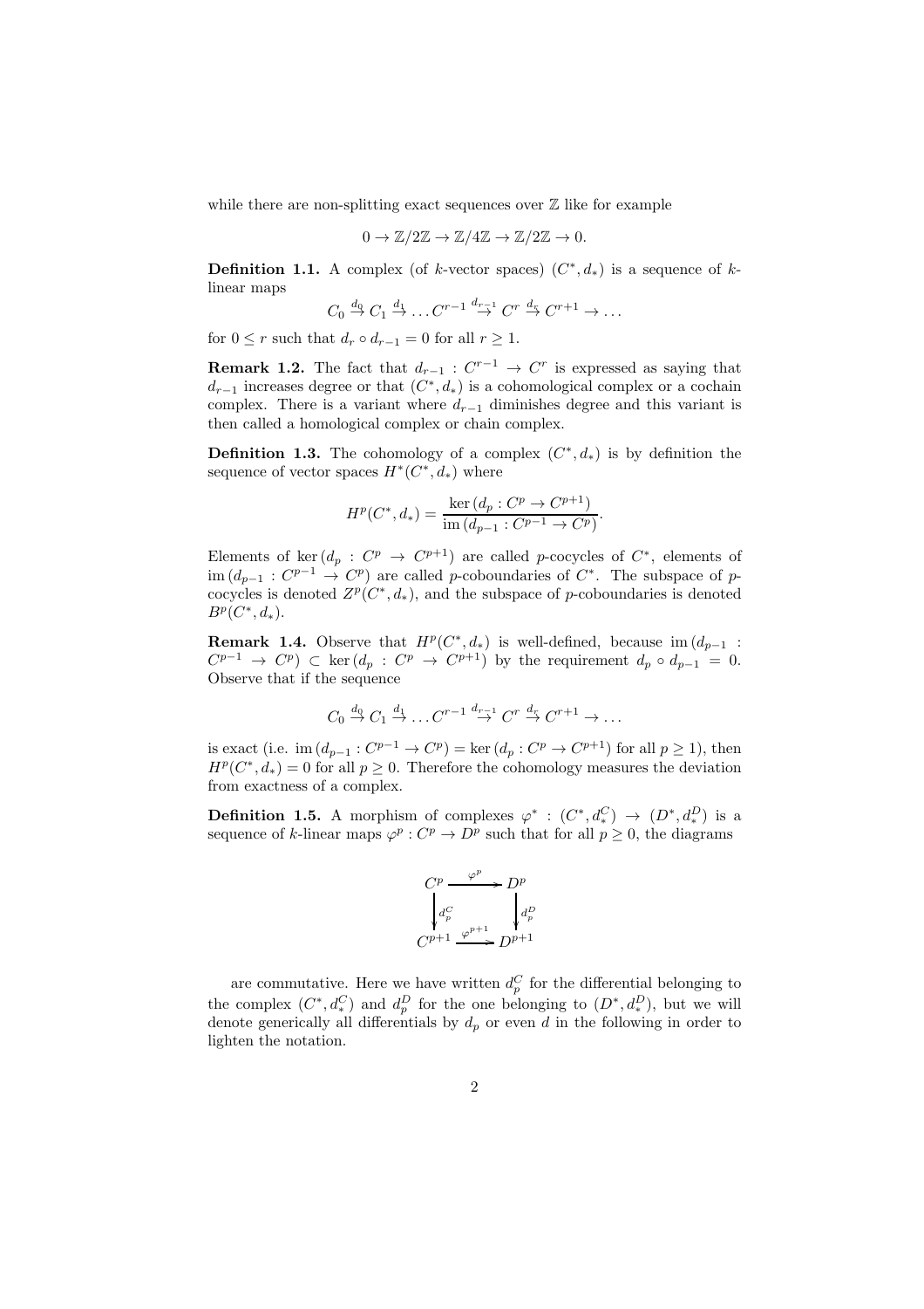while there are non-splitting exact sequences over $\mathbb{Z}$ like for example

$$0 \to \mathbb{Z}/2\mathbb{Z} \to \mathbb{Z}/4\mathbb{Z} \to \mathbb{Z}/2\mathbb{Z} \to 0.$$

**Definition 1.1.** A complex (of $k$-vector spaces) $(C^*, d_*)$ is a sequence of $k$-linear maps

$$C_0 \stackrel{d_0}{\to} C_1 \stackrel{d_1}{\to} \ldots C^{r-1} \stackrel{d_{r-1}}{\to} C^r \stackrel{d_r}{\to} C^{r+1} \to \ldots$$

for $0 \leq r$ such that $d_r \circ d_{r-1} = 0$ for all $r \geq 1$.

**Remark 1.2.** The fact that $d_{r-1} : C^{r-1} \to C^r$ is expressed as saying that $d_{r-1}$ increases degree or that $(C^*, d_*)$ is a cohomological complex or a cochain complex. There is a variant where $d_{r-1}$ diminishes degree and this variant is then called a homological complex or chain complex.

**Definition 1.3.** The cohomology of a complex $(C^*, d_*)$ is by definition the sequence of vector spaces $H^*(C^*, d_*)$ where

$$H^p(C^*, d_*) = \frac{\ker\left(d_p : C^p \to C^{p+1}\right)}{\operatorname{im}\left(d_{p-1} : C^{p-1} \to C^p\right)}.$$

Elements of $\ker(d_p : C^p \to C^{p+1})$ are called $p$-cocycles of $C^*$, elements of $\operatorname{im}(d_{p-1} : C^{p-1} \to C^p)$ are called $p$-coboundaries of $C^*$. The subspace of $p$-cocycles is denoted $Z^p(C^*, d_*)$, and the subspace of $p$-coboundaries is denoted $B^p(C^*, d_*)$.

**Remark 1.4.** Observe that $H^p(C^*, d_*)$ is well-defined, because $\operatorname{im}(d_{p-1} : C^{p-1} \to C^p) \subset \ker(d_p : C^p \to C^{p+1})$ by the requirement $d_p \circ d_{p-1} = 0$. Observe that if the sequence

$$C_0 \stackrel{d_0}{\to} C_1 \stackrel{d_1}{\to} \ldots C^{r-1} \stackrel{d_{r-1}}{\to} C^r \stackrel{d_r}{\to} C^{r+1} \to \ldots$$

is exact (i.e. $\operatorname{im}(d_{p-1} : C^{p-1} \to C^p) = \ker(d_p : C^p \to C^{p+1})$ for all $p \geq 1$), then $H^p(C^*, d_*) = 0$ for all $p \geq 0$. Therefore the cohomology measures the deviation from exactness of a complex.

**Definition 1.5.** A morphism of complexes $\varphi^* : (C^*, d_*^C) \to (D^*, d_*^D)$ is a sequence of $k$-linear maps $\varphi^p : C^p \to D^p$ such that for all $p \geq 0$, the diagrams

$$\begin{array}{ccc} C^p & \xrightarrow{\varphi^p} & D^p \\ \downarrow{\scriptstyle d_p^C} & & \downarrow{\scriptstyle d_p^D} \\ C^{p+1} & \xrightarrow{\varphi^{p+1}} & D^{p+1} \end{array}$$

are commutative. Here we have written $d_p^C$ for the differential belonging to the complex $(C^*, d_*^C)$ and $d_p^D$ for the one belonging to $(D^*, d_*^D)$, but we will denote generically all differentials by $d_p$ or even $d$ in the following in order to lighten the notation.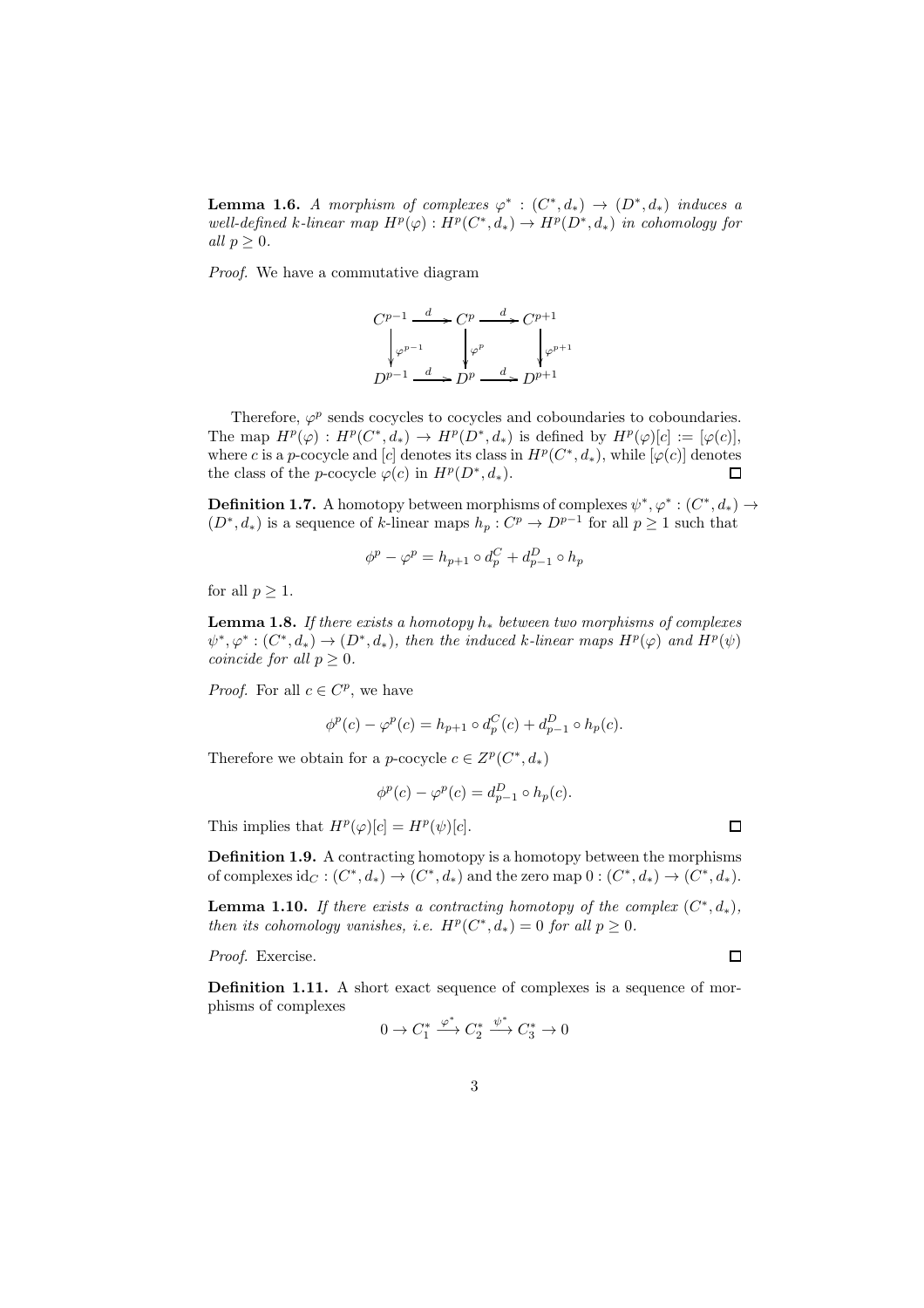**Lemma 1.6.** *A morphism of complexes $\varphi^* : (C^*, d_*) \to (D^*, d_*)$ induces a well-defined $k$-linear map $H^p(\varphi) : H^p(C^*, d_*) \to H^p(D^*, d_*)$ in cohomology for all $p \geq 0$.*

*Proof.* We have a commutative diagram

$$
\begin{array}{ccccc}
C^{p-1} & \xrightarrow{d} & C^p & \xrightarrow{d} & C^{p+1} \\
\downarrow{\scriptstyle \varphi^{p-1}} & & \downarrow{\scriptstyle \varphi^p} & & \downarrow{\scriptstyle \varphi^{p+1}} \\
D^{p-1} & \xrightarrow{d} & D^p & \xrightarrow{d} & D^{p+1}
\end{array}
$$

Therefore, $\varphi^p$ sends cocycles to cocycles and coboundaries to coboundaries. The map $H^p(\varphi) : H^p(C^*, d_*) \to H^p(D^*, d_*)$ is defined by $H^p(\varphi)[c] := [\varphi(c)]$, where $c$ is a $p$-cocycle and $[c]$ denotes its class in $H^p(C^*, d_*)$, while $[\varphi(c)]$ denotes the class of the $p$-cocycle $\varphi(c)$ in $H^p(D^*, d_*)$. $\square$

**Definition 1.7.** A homotopy between morphisms of complexes $\psi^*, \varphi^* : (C^*, d_*) \to (D^*, d_*)$ is a sequence of $k$-linear maps $h_p : C^p \to D^{p-1}$ for all $p \geq 1$ such that

$$\phi^p - \varphi^p = h_{p+1} \circ d_p^C + d_{p-1}^D \circ h_p$$

for all $p \geq 1$.

**Lemma 1.8.** *If there exists a homotopy $h_*$ between two morphisms of complexes $\psi^*, \varphi^* : (C^*, d_*) \to (D^*, d_*)$, then the induced $k$-linear maps $H^p(\varphi)$ and $H^p(\psi)$ coincide for all $p \geq 0$.*

*Proof.* For all $c \in C^p$, we have

$$\phi^p(c) - \varphi^p(c) = h_{p+1} \circ d_p^C(c) + d_{p-1}^D \circ h_p(c).$$

Therefore we obtain for a $p$-cocycle $c \in Z^p(C^*, d_*)$

$$\phi^p(c) - \varphi^p(c) = d_{p-1}^D \circ h_p(c).$$

This implies that $H^p(\varphi)[c] = H^p(\psi)[c]$. $\square$

**Definition 1.9.** A contracting homotopy is a homotopy between the morphisms of complexes $\mathrm{id}_C : (C^*, d_*) \to (C^*, d_*)$ and the zero map $0 : (C^*, d_*) \to (C^*, d_*)$.

**Lemma 1.10.** *If there exists a contracting homotopy of the complex $(C^*, d_*)$, then its cohomology vanishes, i.e. $H^p(C^*, d_*) = 0$ for all $p \geq 0$.*

*Proof.* Exercise. $\square$

**Definition 1.11.** A short exact sequence of complexes is a sequence of morphisms of complexes

$$0 \to C_1^* \xrightarrow{\varphi^*} C_2^* \xrightarrow{\psi^*} C_3^* \to 0$$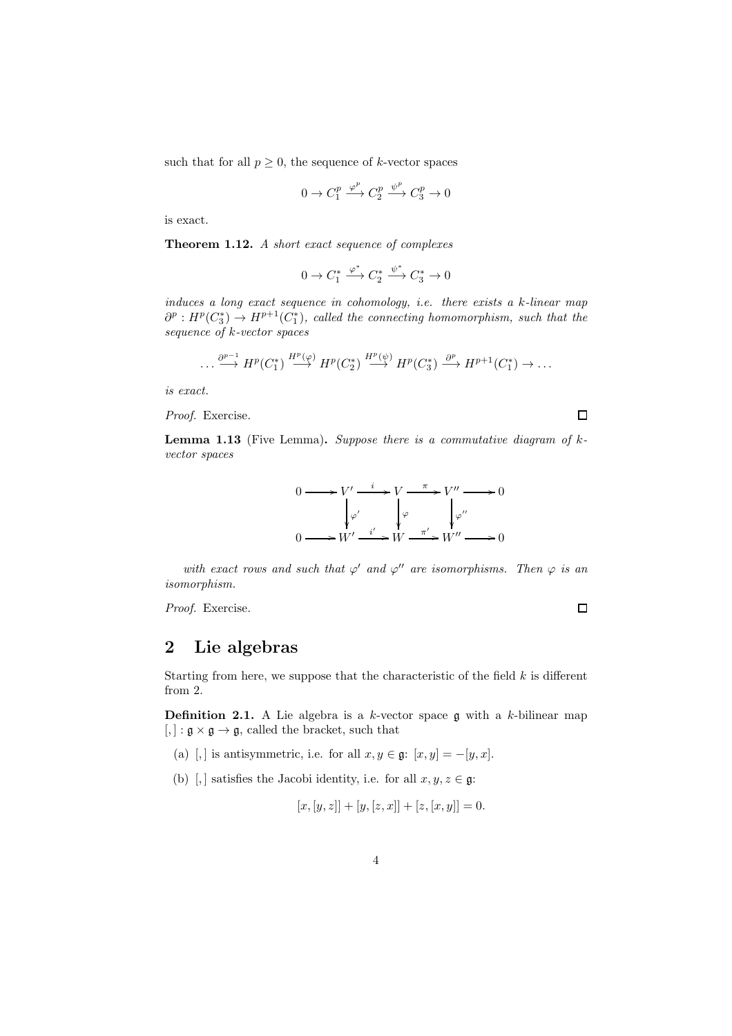such that for all $p \geq 0$, the sequence of $k$-vector spaces

$$0 \to C_1^p \xrightarrow{\varphi^p} C_2^p \xrightarrow{\psi^p} C_3^p \to 0$$

is exact.

**Theorem 1.12.** *A short exact sequence of complexes*

$$0 \to C_1^* \xrightarrow{\varphi^*} C_2^* \xrightarrow{\psi^*} C_3^* \to 0$$

*induces a long exact sequence in cohomology, i.e. there exists a $k$-linear map $\partial^p : H^p(C_3^*) \to H^{p+1}(C_1^*)$, called the connecting homomorphism, such that the sequence of $k$-vector spaces*

$$\ldots \xrightarrow{\partial^{p-1}} H^p(C_1^*) \xrightarrow{H^p(\varphi)} H^p(C_2^*) \xrightarrow{H^p(\psi)} H^p(C_3^*) \xrightarrow{\partial^p} H^{p+1}(C_1^*) \to \ldots$$

*is exact.*

*Proof.* Exercise. $\square$

**Lemma 1.13** (Five Lemma)**.** *Suppose there is a commutative diagram of $k$-vector spaces*

$$\begin{array}{ccccccccc}
0 & \longrightarrow & V' & \xrightarrow{i} & V & \xrightarrow{\pi} & V'' & \longrightarrow & 0 \\
 & & \downarrow{\scriptstyle \varphi'} & & \downarrow{\scriptstyle \varphi} & & \downarrow{\scriptstyle \varphi''} & & \\
0 & \longrightarrow & W' & \xrightarrow{i'} & W & \xrightarrow{\pi'} & W'' & \longrightarrow & 0
\end{array}$$

*with exact rows and such that $\varphi'$ and $\varphi''$ are isomorphisms. Then $\varphi$ is an isomorphism.*

*Proof.* Exercise. $\square$

## 2 Lie algebras

Starting from here, we suppose that the characteristic of the field $k$ is different from 2.

**Definition 2.1.** A Lie algebra is a $k$-vector space $\mathfrak{g}$ with a $k$-bilinear map $[,] : \mathfrak{g} \times \mathfrak{g} \to \mathfrak{g}$, called the bracket, such that

(a) $[,]$ is antisymmetric, i.e. for all $x, y \in \mathfrak{g}$: $[x, y] = -[y, x]$.

(b) $[,]$ satisfies the Jacobi identity, i.e. for all $x, y, z \in \mathfrak{g}$:

$$[x, [y, z]] + [y, [z, x]] + [z, [x, y]] = 0.$$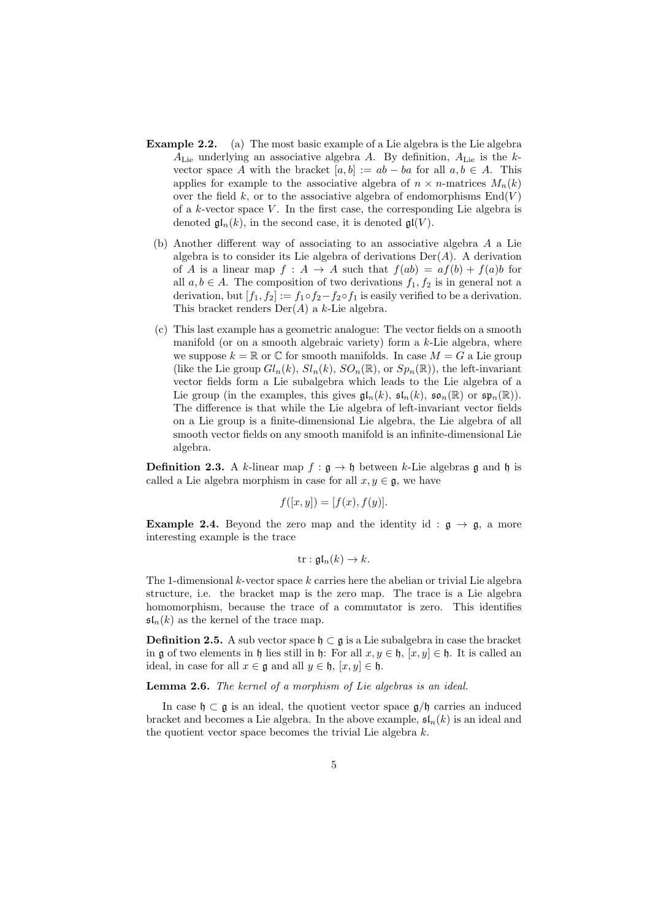**Example 2.2.** (a) The most basic example of a Lie algebra is the Lie algebra $A_{\rm Lie}$ underlying an associative algebra $A$. By definition, $A_{\rm Lie}$ is the $k$-vector space $A$ with the bracket $[a,b] := ab - ba$ for all $a, b \in A$. This applies for example to the associative algebra of $n \times n$-matrices $M_n(k)$ over the field $k$, or to the associative algebra of endomorphisms $\mathrm{End}(V)$ of a $k$-vector space $V$. In the first case, the corresponding Lie algebra is denoted $\mathfrak{gl}_n(k)$, in the second case, it is denoted $\mathfrak{gl}(V)$.

(b) Another different way of associating to an associative algebra $A$ a Lie algebra is to consider its Lie algebra of derivations $\mathrm{Der}(A)$. A derivation of $A$ is a linear map $f : A \to A$ such that $f(ab) = af(b) + f(a)b$ for all $a, b \in A$. The composition of two derivations $f_1, f_2$ is in general not a derivation, but $[f_1, f_2] := f_1 \circ f_2 - f_2 \circ f_1$ is easily verified to be a derivation. This bracket renders $\mathrm{Der}(A)$ a $k$-Lie algebra.

(c) This last example has a geometric analogue: The vector fields on a smooth manifold (or on a smooth algebraic variety) form a $k$-Lie algebra, where we suppose $k = \mathbb{R}$ or $\mathbb{C}$ for smooth manifolds. In case $M = G$ a Lie group (like the Lie group $Gl_n(k)$, $Sl_n(k)$, $SO_n(\mathbb{R})$, or $Sp_n(\mathbb{R})$), the left-invariant vector fields form a Lie subalgebra which leads to the Lie algebra of a Lie group (in the examples, this gives $\mathfrak{gl}_n(k)$, $\mathfrak{sl}_n(k)$, $\mathfrak{so}_n(\mathbb{R})$ or $\mathfrak{sp}_n(\mathbb{R})$). The difference is that while the Lie algebra of left-invariant vector fields on a Lie group is a finite-dimensional Lie algebra, the Lie algebra of all smooth vector fields on any smooth manifold is an infinite-dimensional Lie algebra.

**Definition 2.3.** A $k$-linear map $f : \mathfrak{g} \to \mathfrak{h}$ between $k$-Lie algebras $\mathfrak{g}$ and $\mathfrak{h}$ is called a Lie algebra morphism in case for all $x, y \in \mathfrak{g}$, we have

$$f([x,y]) = [f(x), f(y)].$$

**Example 2.4.** Beyond the zero map and the identity $\mathrm{id} : \mathfrak{g} \to \mathfrak{g}$, a more interesting example is the trace

$$\mathrm{tr} : \mathfrak{gl}_n(k) \to k.$$

The 1-dimensional $k$-vector space $k$ carries here the abelian or trivial Lie algebra structure, i.e. the bracket map is the zero map. The trace is a Lie algebra homomorphism, because the trace of a commutator is zero. This identifies $\mathfrak{sl}_n(k)$ as the kernel of the trace map.

**Definition 2.5.** A sub vector space $\mathfrak{h} \subset \mathfrak{g}$ is a Lie subalgebra in case the bracket in $\mathfrak{g}$ of two elements in $\mathfrak{h}$ lies still in $\mathfrak{h}$: For all $x, y \in \mathfrak{h}$, $[x,y] \in \mathfrak{h}$. It is called an ideal, in case for all $x \in \mathfrak{g}$ and all $y \in \mathfrak{h}$, $[x,y] \in \mathfrak{h}$.

**Lemma 2.6.** *The kernel of a morphism of Lie algebras is an ideal.*

In case $\mathfrak{h} \subset \mathfrak{g}$ is an ideal, the quotient vector space $\mathfrak{g}/\mathfrak{h}$ carries an induced bracket and becomes a Lie algebra. In the above example, $\mathfrak{sl}_n(k)$ is an ideal and the quotient vector space becomes the trivial Lie algebra $k$.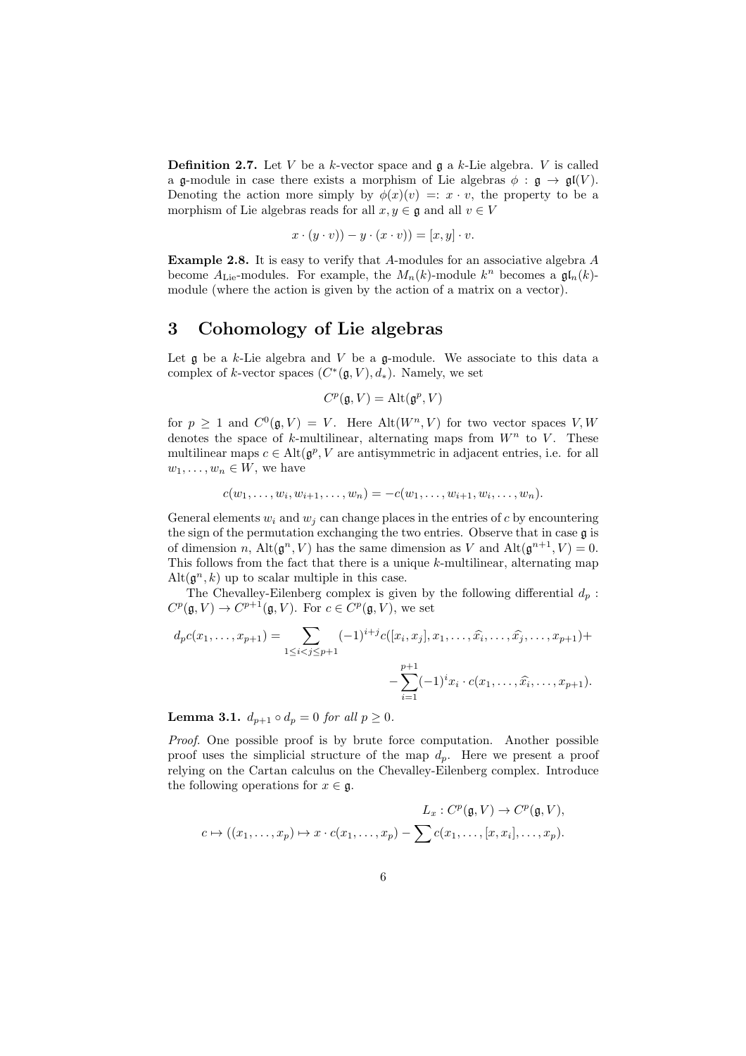**Definition 2.7.** Let $V$ be a $k$-vector space and $\mathfrak{g}$ a $k$-Lie algebra. $V$ is called a $\mathfrak{g}$-module in case there exists a morphism of Lie algebras $\phi : \mathfrak{g} \to \mathfrak{gl}(V)$. Denoting the action more simply by $\phi(x)(v) =: x \cdot v$, the property to be a morphism of Lie algebras reads for all $x, y \in \mathfrak{g}$ and all $v \in V$

$$x \cdot (y \cdot v)) - y \cdot (x \cdot v)) = [x, y] \cdot v.$$

**Example 2.8.** It is easy to verify that $A$-modules for an associative algebra $A$ become $A_{\rm Lie}$-modules. For example, the $M_n(k)$-module $k^n$ becomes a $\mathfrak{gl}_n(k)$-module (where the action is given by the action of a matrix on a vector).

# 3 Cohomology of Lie algebras

Let $\mathfrak{g}$ be a $k$-Lie algebra and $V$ be a $\mathfrak{g}$-module. We associate to this data a complex of $k$-vector spaces $(C^*(\mathfrak{g}, V), d_*)$. Namely, we set

$$C^p(\mathfrak{g}, V) = \mathrm{Alt}(\mathfrak{g}^p, V)$$

for $p \geq 1$ and $C^0(\mathfrak{g}, V) = V$. Here $\mathrm{Alt}(W^n, V)$ for two vector spaces $V, W$ denotes the space of $k$-multilinear, alternating maps from $W^n$ to $V$. These multilinear maps $c \in \mathrm{Alt}(\mathfrak{g}^p, V$ are antisymmetric in adjacent entries, i.e. for all $w_1, \ldots, w_n \in W$, we have

$$c(w_1, \ldots, w_i, w_{i+1}, \ldots, w_n) = -c(w_1, \ldots, w_{i+1}, w_i, \ldots, w_n).$$

General elements $w_i$ and $w_j$ can change places in the entries of $c$ by encountering the sign of the permutation exchanging the two entries. Observe that in case $\mathfrak{g}$ is of dimension $n$, $\mathrm{Alt}(\mathfrak{g}^n, V)$ has the same dimension as $V$ and $\mathrm{Alt}(\mathfrak{g}^{n+1}, V) = 0$. This follows from the fact that there is a unique $k$-multilinear, alternating map $\mathrm{Alt}(\mathfrak{g}^n, k)$ up to scalar multiple in this case.

The Chevalley-Eilenberg complex is given by the following differential $d_p : C^p(\mathfrak{g}, V) \to C^{p+1}(\mathfrak{g}, V)$. For $c \in C^p(\mathfrak{g}, V)$, we set

$$d_p c(x_1, \ldots, x_{p+1}) = \sum_{1 \leq i < j \leq p+1} (-1)^{i+j} c([x_i, x_j], x_1, \ldots, \widehat{x_i}, \ldots, \widehat{x_j}, \ldots, x_{p+1}) + \\ - \sum_{i=1}^{p+1} (-1)^i x_i \cdot c(x_1, \ldots, \widehat{x_i}, \ldots, x_{p+1}).$$

**Lemma 3.1.** *$d_{p+1} \circ d_p = 0$ for all $p \geq 0$.*

*Proof.* One possible proof is by brute force computation. Another possible proof uses the simplicial structure of the map $d_p$. Here we present a proof relying on the Cartan calculus on the Chevalley-Eilenberg complex. Introduce the following operations for $x \in \mathfrak{g}$.

$$L_x : C^p(\mathfrak{g}, V) \to C^p(\mathfrak{g}, V),$$
$$c \mapsto ((x_1, \ldots, x_p) \mapsto x \cdot c(x_1, \ldots, x_p) - \sum c(x_1, \ldots, [x, x_i], \ldots, x_p).$$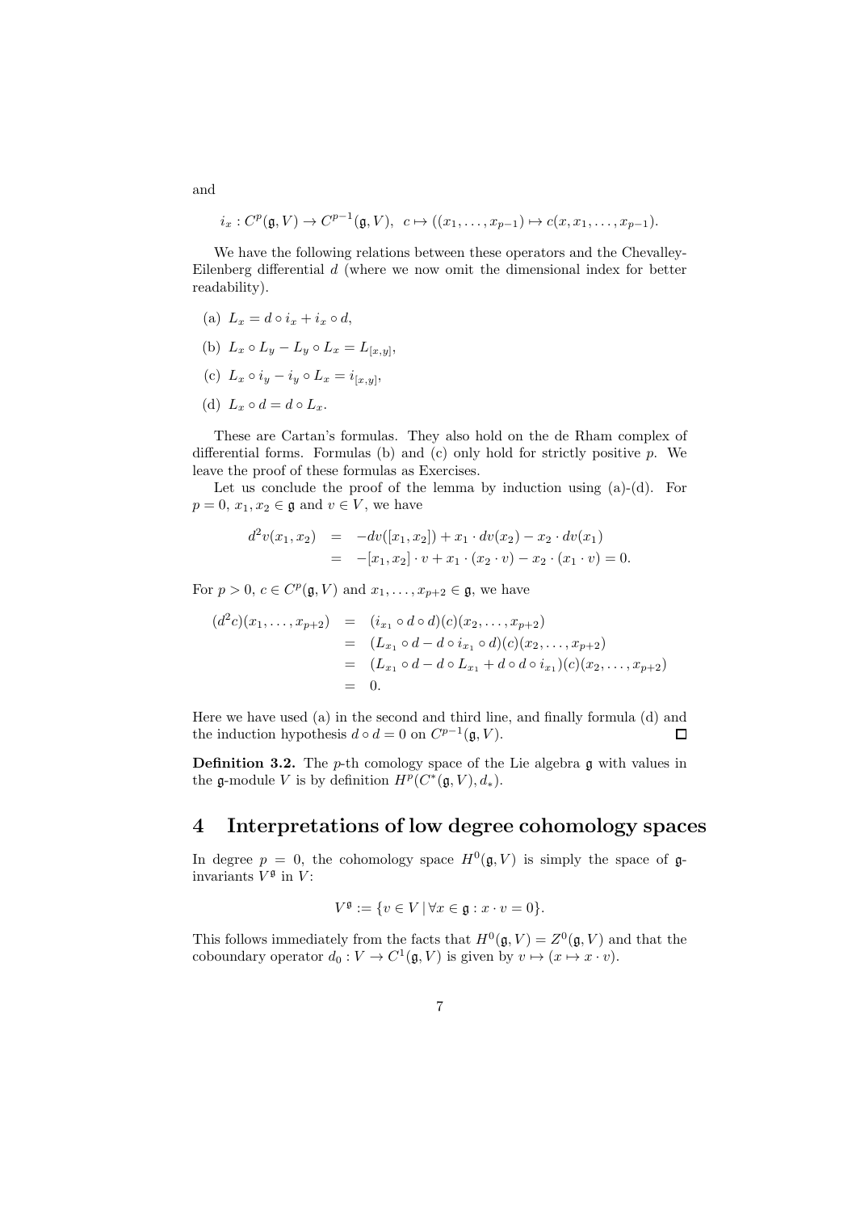and

$$i_x : C^p(\mathfrak{g}, V) \to C^{p-1}(\mathfrak{g}, V), \ \ c \mapsto ((x_1, \ldots, x_{p-1}) \mapsto c(x, x_1, \ldots, x_{p-1}).$$

We have the following relations between these operators and the Chevalley-Eilenberg differential $d$ (where we now omit the dimensional index for better readability).

(a) $L_x = d \circ i_x + i_x \circ d$,

(b) $L_x \circ L_y - L_y \circ L_x = L_{[x,y]}$,

(c) $L_x \circ i_y - i_y \circ L_x = i_{[x,y]}$,

(d) $L_x \circ d = d \circ L_x$.

These are Cartan's formulas. They also hold on the de Rham complex of differential forms. Formulas (b) and (c) only hold for strictly positive $p$. We leave the proof of these formulas as Exercises.

Let us conclude the proof of the lemma by induction using (a)-(d). For $p = 0$, $x_1, x_2 \in \mathfrak{g}$ and $v \in V$, we have

$$\begin{aligned} d^2 v(x_1, x_2) &= -dv([x_1, x_2]) + x_1 \cdot dv(x_2) - x_2 \cdot dv(x_1) \\ &= -[x_1, x_2] \cdot v + x_1 \cdot (x_2 \cdot v) - x_2 \cdot (x_1 \cdot v) = 0. \end{aligned}$$

For $p > 0$, $c \in C^p(\mathfrak{g}, V)$ and $x_1, \ldots, x_{p+2} \in \mathfrak{g}$, we have

$$\begin{aligned} (d^2 c)(x_1, \ldots, x_{p+2}) &= (i_{x_1} \circ d \circ d)(c)(x_2, \ldots, x_{p+2}) \\ &= (L_{x_1} \circ d - d \circ i_{x_1} \circ d)(c)(x_2, \ldots, x_{p+2}) \\ &= (L_{x_1} \circ d - d \circ L_{x_1} + d \circ d \circ i_{x_1})(c)(x_2, \ldots, x_{p+2}) \\ &= 0. \end{aligned}$$

Here we have used (a) in the second and third line, and finally formula (d) and the induction hypothesis $d \circ d = 0$ on $C^{p-1}(\mathfrak{g}, V)$. □

**Definition 3.2.** The $p$-th comology space of the Lie algebra $\mathfrak{g}$ with values in the $\mathfrak{g}$-module $V$ is by definition $H^p(C^*(\mathfrak{g}, V), d_*)$.

## 4 Interpretations of low degree cohomology spaces

In degree $p = 0$, the cohomology space $H^0(\mathfrak{g}, V)$ is simply the space of $\mathfrak{g}$-invariants $V^{\mathfrak{g}}$ in $V$:

$$V^{\mathfrak{g}} := \{v \in V \,|\, \forall x \in \mathfrak{g} : x \cdot v = 0\}.$$

This follows immediately from the facts that $H^0(\mathfrak{g}, V) = Z^0(\mathfrak{g}, V)$ and that the coboundary operator $d_0 : V \to C^1(\mathfrak{g}, V)$ is given by $v \mapsto (x \mapsto x \cdot v)$.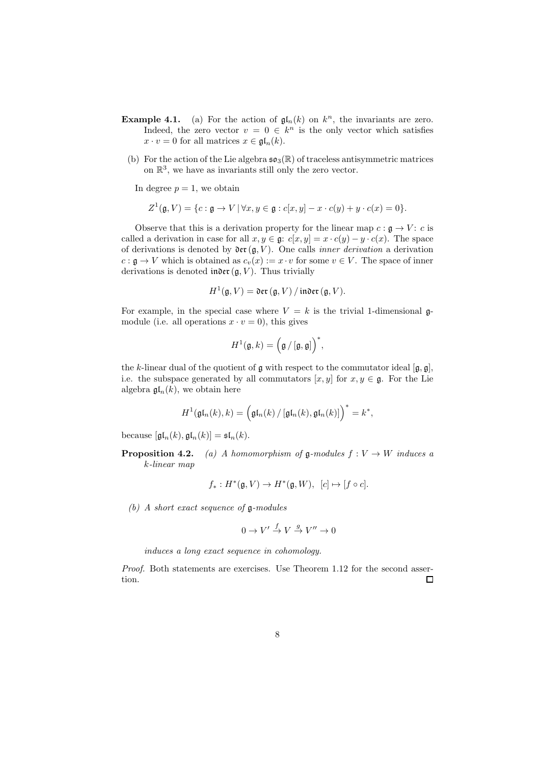**Example 4.1.** (a) For the action of $\mathfrak{gl}_n(k)$ on $k^n$, the invariants are zero. Indeed, the zero vector $v = 0 \in k^n$ is the only vector which satisfies $x \cdot v = 0$ for all matrices $x \in \mathfrak{gl}_n(k)$.

(b) For the action of the Lie algebra $\mathfrak{so}_3(\mathbb{R})$ of traceless antisymmetric matrices on $\mathbb{R}^3$, we have as invariants still only the zero vector.

In degree $p = 1$, we obtain

$$Z^1(\mathfrak{g}, V) = \{c : \mathfrak{g} \to V \,|\, \forall x, y \in \mathfrak{g} : c[x, y] - x \cdot c(y) + y \cdot c(x) = 0\}.$$

Observe that this is a derivation property for the linear map $c : \mathfrak{g} \to V$: $c$ is called a derivation in case for all $x, y \in \mathfrak{g}$: $c[x, y] = x \cdot c(y) - y \cdot c(x)$. The space of derivations is denoted by $\mathfrak{der}\,(\mathfrak{g}, V)$. One calls *inner derivation* a derivation $c : \mathfrak{g} \to V$ which is obtained as $c_v(x) := x \cdot v$ for some $v \in V$. The space of inner derivations is denoted $\mathfrak{inder}\,(\mathfrak{g}, V)$. Thus trivially

$$H^1(\mathfrak{g}, V) = \mathfrak{der}\,(\mathfrak{g}, V) \,/\, \mathfrak{inder}\,(\mathfrak{g}, V).$$

For example, in the special case where $V = k$ is the trivial 1-dimensional $\mathfrak{g}$-module (i.e. all operations $x \cdot v = 0$), this gives

$$H^1(\mathfrak{g}, k) = \Big(\mathfrak{g} \,/\, [\mathfrak{g}, \mathfrak{g}]\Big)^*,$$

the $k$-linear dual of the quotient of $\mathfrak{g}$ with respect to the commutator ideal $[\mathfrak{g}, \mathfrak{g}]$, i.e. the subspace generated by all commutators $[x, y]$ for $x, y \in \mathfrak{g}$. For the Lie algebra $\mathfrak{gl}_n(k)$, we obtain here

$$H^1(\mathfrak{gl}_n(k), k) = \Big(\mathfrak{gl}_n(k) \,/\, [\mathfrak{gl}_n(k), \mathfrak{gl}_n(k)]\Big)^* = k^*,$$

because $[\mathfrak{gl}_n(k), \mathfrak{gl}_n(k)] = \mathfrak{sl}_n(k)$.

**Proposition 4.2.** *(a) A homomorphism of $\mathfrak{g}$-modules $f : V \to W$ induces a $k$-linear map*

$$f_* : H^*(\mathfrak{g}, V) \to H^*(\mathfrak{g}, W), \;\; [c] \mapsto [f \circ c].$$

*(b) A short exact sequence of $\mathfrak{g}$-modules*

$$0 \to V' \xrightarrow{f} V \xrightarrow{g} V'' \to 0$$

*induces a long exact sequence in cohomology.*

*Proof.* Both statements are exercises. Use Theorem 1.12 for the second assertion. □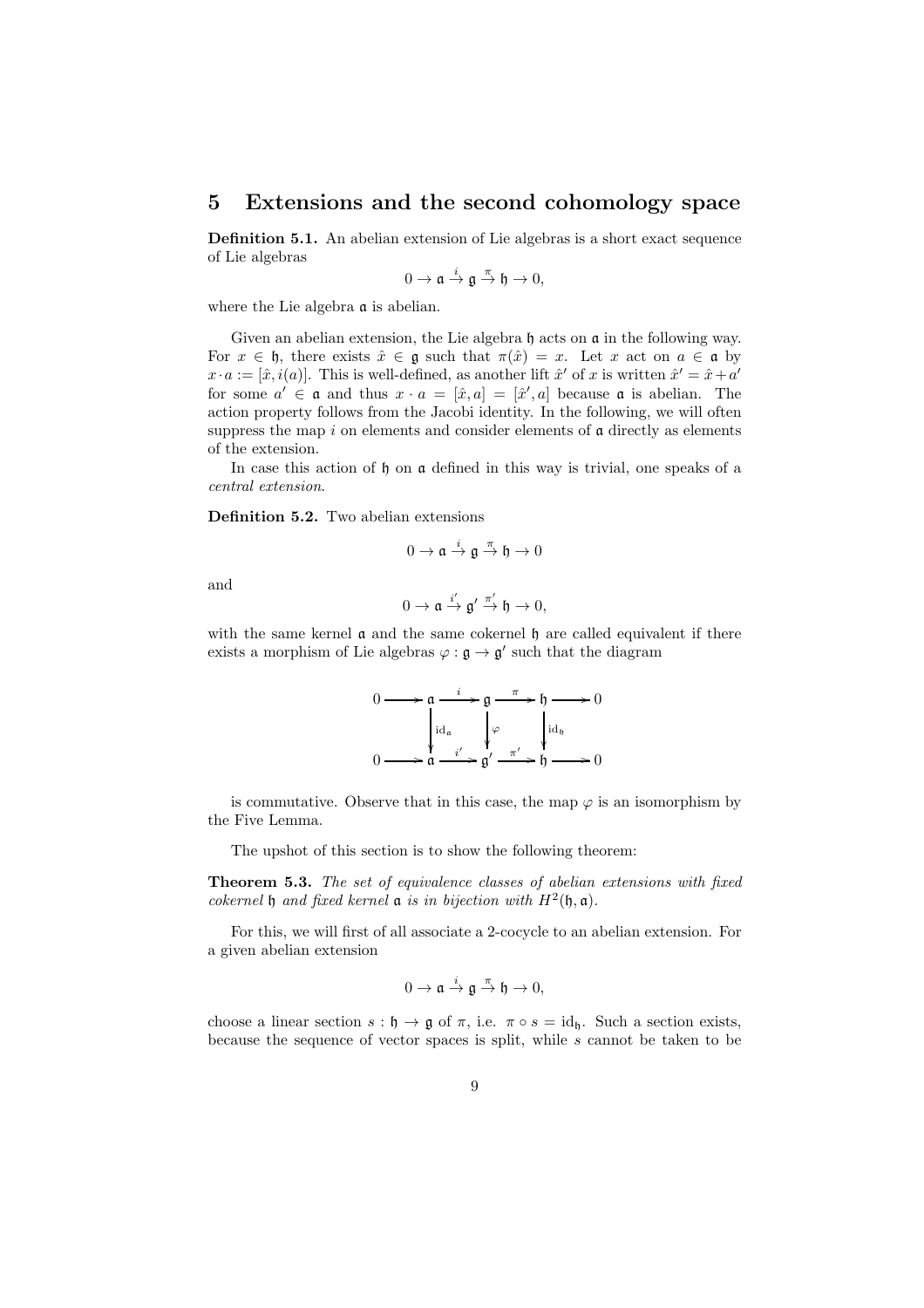## 5 Extensions and the second cohomology space

**Definition 5.1.** An abelian extension of Lie algebras is a short exact sequence of Lie algebras

$$0 \to \mathfrak{a} \xrightarrow{i} \mathfrak{g} \xrightarrow{\pi} \mathfrak{h} \to 0,$$

where the Lie algebra $\mathfrak{a}$ is abelian.

Given an abelian extension, the Lie algebra $\mathfrak{h}$ acts on $\mathfrak{a}$ in the following way. For $x \in \mathfrak{h}$, there exists $\hat{x} \in \mathfrak{g}$ such that $\pi(\hat{x}) = x$. Let $x$ act on $a \in \mathfrak{a}$ by $x \cdot a := [\hat{x}, i(a)]$. This is well-defined, as another lift $\hat{x}'$ of $x$ is written $\hat{x}' = \hat{x} + a'$ for some $a' \in \mathfrak{a}$ and thus $x \cdot a = [\hat{x}, a] = [\hat{x}', a]$ because $\mathfrak{a}$ is abelian. The action property follows from the Jacobi identity. In the following, we will often suppress the map $i$ on elements and consider elements of $\mathfrak{a}$ directly as elements of the extension.

In case this action of $\mathfrak{h}$ on $\mathfrak{a}$ defined in this way is trivial, one speaks of a *central extension*.

**Definition 5.2.** Two abelian extensions

$$0 \to \mathfrak{a} \xrightarrow{i} \mathfrak{g} \xrightarrow{\pi} \mathfrak{h} \to 0$$

and

$$0 \to \mathfrak{a} \xrightarrow{i'} \mathfrak{g}' \xrightarrow{\pi'} \mathfrak{h} \to 0,$$

with the same kernel $\mathfrak{a}$ and the same cokernel $\mathfrak{h}$ are called equivalent if there exists a morphism of Lie algebras $\varphi : \mathfrak{g} \to \mathfrak{g}'$ such that the diagram

$$\begin{array}{ccccccccc}
0 & \longrightarrow & \mathfrak{a} & \xrightarrow{i} & \mathfrak{g} & \xrightarrow{\pi} & \mathfrak{h} & \longrightarrow & 0 \\
 & & \downarrow{\scriptstyle \mathrm{id}_{\mathfrak{a}}} & & \downarrow{\scriptstyle \varphi} & & \downarrow{\scriptstyle \mathrm{id}_{\mathfrak{h}}} & & \\
0 & \longrightarrow & \mathfrak{a} & \xrightarrow{i'} & \mathfrak{g}' & \xrightarrow{\pi'} & \mathfrak{h} & \longrightarrow & 0
\end{array}$$

is commutative. Observe that in this case, the map $\varphi$ is an isomorphism by the Five Lemma.

The upshot of this section is to show the following theorem:

**Theorem 5.3.** *The set of equivalence classes of abelian extensions with fixed cokernel $\mathfrak{h}$ and fixed kernel $\mathfrak{a}$ is in bijection with $H^2(\mathfrak{h}, \mathfrak{a})$.*

For this, we will first of all associate a 2-cocycle to an abelian extension. For a given abelian extension

$$0 \to \mathfrak{a} \xrightarrow{i} \mathfrak{g} \xrightarrow{\pi} \mathfrak{h} \to 0,$$

choose a linear section $s : \mathfrak{h} \to \mathfrak{g}$ of $\pi$, i.e. $\pi \circ s = \mathrm{id}_{\mathfrak{h}}$. Such a section exists, because the sequence of vector spaces is split, while $s$ cannot be taken to be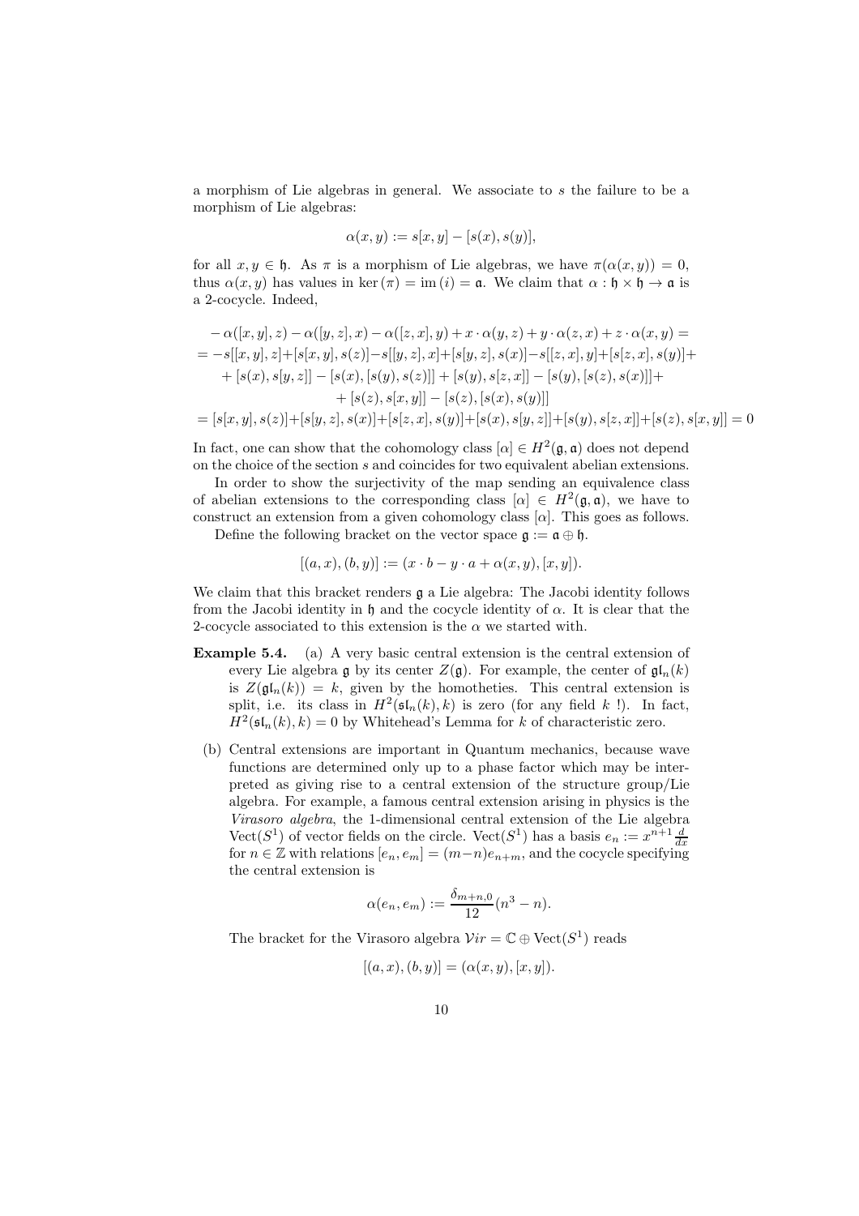a morphism of Lie algebras in general. We associate to $s$ the failure to be a morphism of Lie algebras:

$$\alpha(x,y) := s[x,y] - [s(x), s(y)],$$

for all $x, y \in \mathfrak{h}$. As $\pi$ is a morphism of Lie algebras, we have $\pi(\alpha(x,y)) = 0$, thus $\alpha(x,y)$ has values in $\ker(\pi) = \mathrm{im}\,(i) = \mathfrak{a}$. We claim that $\alpha : \mathfrak{h} \times \mathfrak{h} \to \mathfrak{a}$ is a 2-cocycle. Indeed,

$$\begin{aligned}
&-\alpha([x,y],z) - \alpha([y,z],x) - \alpha([z,x],y) + x \cdot \alpha(y,z) + y \cdot \alpha(z,x) + z \cdot \alpha(x,y) = \\
&= -s[[x,y],z] + [s[x,y], s(z)] - s[[y,z],x] + [s[y,z], s(x)] - s[[z,x],y] + [s[z,x], s(y)] + \\
&\quad + [s(x), s[y,z]] - [s(x), [s(y), s(z)]] + [s(y), s[z,x]] - [s(y), [s(z), s(x)]] + \\
&\quad\quad + [s(z), s[x,y]] - [s(z), [s(x), s(y)]] \\
&= [s[x,y], s(z)] + [s[y,z], s(x)] + [s[z,x], s(y)] + [s(x), s[y,z]] + [s(y), s[z,x]] + [s(z), s[x,y]] = 0
\end{aligned}$$

In fact, one can show that the cohomology class $[\alpha] \in H^2(\mathfrak{g}, \mathfrak{a})$ does not depend on the choice of the section $s$ and coincides for two equivalent abelian extensions.

In order to show the surjectivity of the map sending an equivalence class of abelian extensions to the corresponding class $[\alpha] \in H^2(\mathfrak{g}, \mathfrak{a})$, we have to construct an extension from a given cohomology class $[\alpha]$. This goes as follows.

Define the following bracket on the vector space $\mathfrak{g} := \mathfrak{a} \oplus \mathfrak{h}$.

$$[(a,x),(b,y)] := (x \cdot b - y \cdot a + \alpha(x,y), [x,y]).$$

We claim that this bracket renders $\mathfrak{g}$ a Lie algebra: The Jacobi identity follows from the Jacobi identity in $\mathfrak{h}$ and the cocycle identity of $\alpha$. It is clear that the 2-cocycle associated to this extension is the $\alpha$ we started with.

**Example 5.4.** (a) A very basic central extension is the central extension of every Lie algebra $\mathfrak{g}$ by its center $Z(\mathfrak{g})$. For example, the center of $\mathfrak{gl}_n(k)$ is $Z(\mathfrak{gl}_n(k)) = k$, given by the homotheties. This central extension is split, i.e. its class in $H^2(\mathfrak{sl}_n(k), k)$ is zero (for any field $k$ !). In fact, $H^2(\mathfrak{sl}_n(k), k) = 0$ by Whitehead's Lemma for $k$ of characteristic zero.

(b) Central extensions are important in Quantum mechanics, because wave functions are determined only up to a phase factor which may be interpreted as giving rise to a central extension of the structure group/Lie algebra. For example, a famous central extension arising in physics is the *Virasoro algebra*, the 1-dimensional central extension of the Lie algebra $\mathrm{Vect}(S^1)$ of vector fields on the circle. $\mathrm{Vect}(S^1)$ has a basis $e_n := x^{n+1}\frac{d}{dx}$ for $n \in \mathbb{Z}$ with relations $[e_n, e_m] = (m-n)e_{n+m}$, and the cocycle specifying the central extension is

$$\alpha(e_n, e_m) := \frac{\delta_{m+n,0}}{12}(n^3 - n).$$

The bracket for the Virasoro algebra $\mathcal{V}ir = \mathbb{C} \oplus \mathrm{Vect}(S^1)$ reads

$$[(a,x),(b,y)] = (\alpha(x,y), [x,y]).$$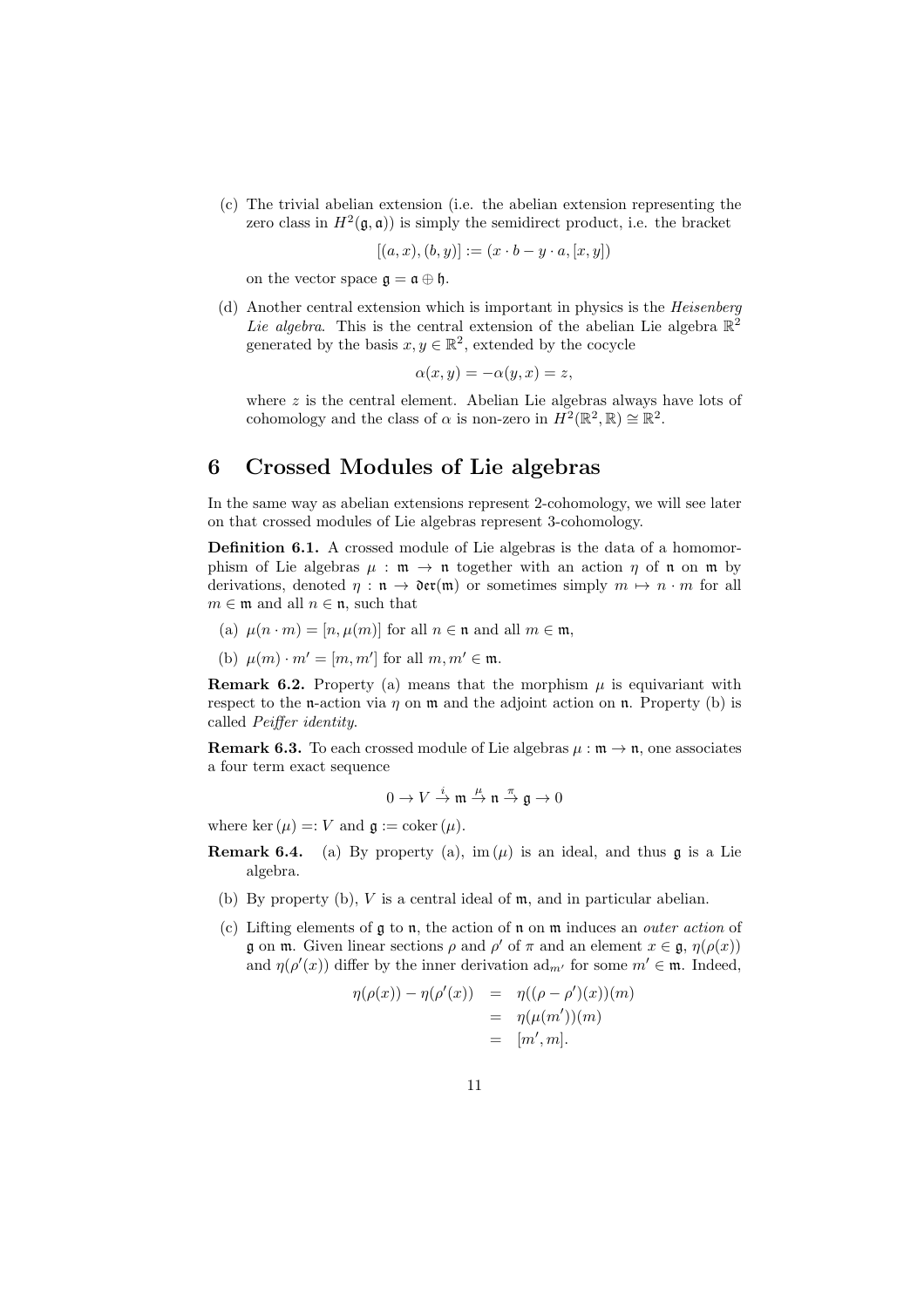(c) The trivial abelian extension (i.e. the abelian extension representing the zero class in $H^2(\mathfrak{g}, \mathfrak{a})$) is simply the semidirect product, i.e. the bracket

$$[(a, x), (b, y)] := (x \cdot b - y \cdot a, [x, y])$$

on the vector space $\mathfrak{g} = \mathfrak{a} \oplus \mathfrak{h}$.

(d) Another central extension which is important in physics is the *Heisenberg Lie algebra*. This is the central extension of the abelian Lie algebra $\mathbb{R}^2$ generated by the basis $x, y \in \mathbb{R}^2$, extended by the cocycle

$$\alpha(x, y) = -\alpha(y, x) = z,$$

where $z$ is the central element. Abelian Lie algebras always have lots of cohomology and the class of $\alpha$ is non-zero in $H^2(\mathbb{R}^2, \mathbb{R}) \cong \mathbb{R}^2$.

# 6 Crossed Modules of Lie algebras

In the same way as abelian extensions represent 2-cohomology, we will see later on that crossed modules of Lie algebras represent 3-cohomology.

**Definition 6.1.** A crossed module of Lie algebras is the data of a homomorphism of Lie algebras $\mu : \mathfrak{m} \to \mathfrak{n}$ together with an action $\eta$ of $\mathfrak{n}$ on $\mathfrak{m}$ by derivations, denoted $\eta : \mathfrak{n} \to \mathfrak{der}(\mathfrak{m})$ or sometimes simply $m \mapsto n \cdot m$ for all $m \in \mathfrak{m}$ and all $n \in \mathfrak{n}$, such that

(a) $\mu(n \cdot m) = [n, \mu(m)]$ for all $n \in \mathfrak{n}$ and all $m \in \mathfrak{m}$,

(b) $\mu(m) \cdot m' = [m, m']$ for all $m, m' \in \mathfrak{m}$.

**Remark 6.2.** Property (a) means that the morphism $\mu$ is equivariant with respect to the $\mathfrak{n}$-action via $\eta$ on $\mathfrak{m}$ and the adjoint action on $\mathfrak{n}$. Property (b) is called *Peiffer identity*.

**Remark 6.3.** To each crossed module of Lie algebras $\mu : \mathfrak{m} \to \mathfrak{n}$, one associates a four term exact sequence

$$0 \to V \xrightarrow{i} \mathfrak{m} \xrightarrow{\mu} \mathfrak{n} \xrightarrow{\pi} \mathfrak{g} \to 0$$

where $\ker(\mu) =: V$ and $\mathfrak{g} := \operatorname{coker}(\mu)$.

**Remark 6.4.** (a) By property (a), $\operatorname{im}(\mu)$ is an ideal, and thus $\mathfrak{g}$ is a Lie algebra.

(b) By property (b), $V$ is a central ideal of $\mathfrak{m}$, and in particular abelian.

(c) Lifting elements of $\mathfrak{g}$ to $\mathfrak{n}$, the action of $\mathfrak{n}$ on $\mathfrak{m}$ induces an *outer action* of $\mathfrak{g}$ on $\mathfrak{m}$. Given linear sections $\rho$ and $\rho'$ of $\pi$ and an element $x \in \mathfrak{g}$, $\eta(\rho(x))$ and $\eta(\rho'(x))$ differ by the inner derivation $\mathrm{ad}_{m'}$ for some $m' \in \mathfrak{m}$. Indeed,

$$\begin{aligned}
\eta(\rho(x)) - \eta(\rho'(x)) &= \eta((\rho - \rho')(x))(m) \\
&= \eta(\mu(m'))(m) \\
&= [m', m].
\end{aligned}$$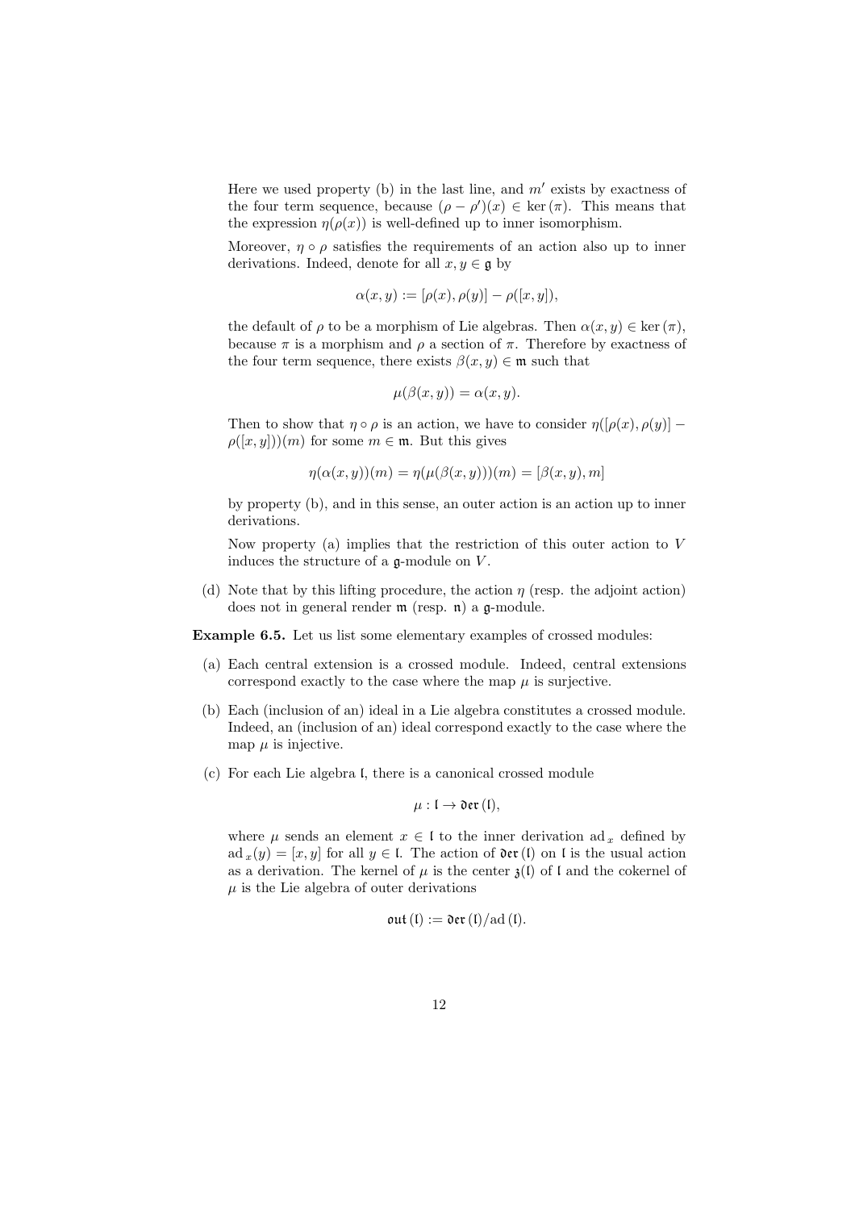Here we used property (b) in the last line, and $m'$ exists by exactness of the four term sequence, because $(\rho - \rho')(x) \in \ker(\pi)$. This means that the expression $\eta(\rho(x))$ is well-defined up to inner isomorphism.

Moreover, $\eta \circ \rho$ satisfies the requirements of an action also up to inner derivations. Indeed, denote for all $x, y \in \mathfrak{g}$ by

$$\alpha(x,y) := [\rho(x), \rho(y)] - \rho([x,y]),$$

the default of $\rho$ to be a morphism of Lie algebras. Then $\alpha(x,y) \in \ker(\pi)$, because $\pi$ is a morphism and $\rho$ a section of $\pi$. Therefore by exactness of the four term sequence, there exists $\beta(x,y) \in \mathfrak{m}$ such that

$$\mu(\beta(x,y)) = \alpha(x,y).$$

Then to show that $\eta \circ \rho$ is an action, we have to consider $\eta([\rho(x), \rho(y)] - \rho([x,y]))(m)$ for some $m \in \mathfrak{m}$. But this gives

$$\eta(\alpha(x,y))(m) = \eta(\mu(\beta(x,y)))(m) = [\beta(x,y), m]$$

by property (b), and in this sense, an outer action is an action up to inner derivations.

Now property (a) implies that the restriction of this outer action to $V$ induces the structure of a $\mathfrak{g}$-module on $V$.

(d) Note that by this lifting procedure, the action $\eta$ (resp. the adjoint action) does not in general render $\mathfrak{m}$ (resp. $\mathfrak{n}$) a $\mathfrak{g}$-module.

**Example 6.5.** Let us list some elementary examples of crossed modules:

(a) Each central extension is a crossed module. Indeed, central extensions correspond exactly to the case where the map $\mu$ is surjective.

(b) Each (inclusion of an) ideal in a Lie algebra constitutes a crossed module. Indeed, an (inclusion of an) ideal correspond exactly to the case where the map $\mu$ is injective.

(c) For each Lie algebra $\mathfrak{l}$, there is a canonical crossed module

$$\mu : \mathfrak{l} \to \mathfrak{der}(\mathfrak{l}),$$

where $\mu$ sends an element $x \in \mathfrak{l}$ to the inner derivation $\mathrm{ad}_x$ defined by $\mathrm{ad}_x(y) = [x,y]$ for all $y \in \mathfrak{l}$. The action of $\mathfrak{der}(\mathfrak{l})$ on $\mathfrak{l}$ is the usual action as a derivation. The kernel of $\mu$ is the center $\mathfrak{z}(\mathfrak{l})$ of $\mathfrak{l}$ and the cokernel of $\mu$ is the Lie algebra of outer derivations

$$\mathfrak{out}(\mathfrak{l}) := \mathfrak{der}(\mathfrak{l})/\mathrm{ad}(\mathfrak{l}).$$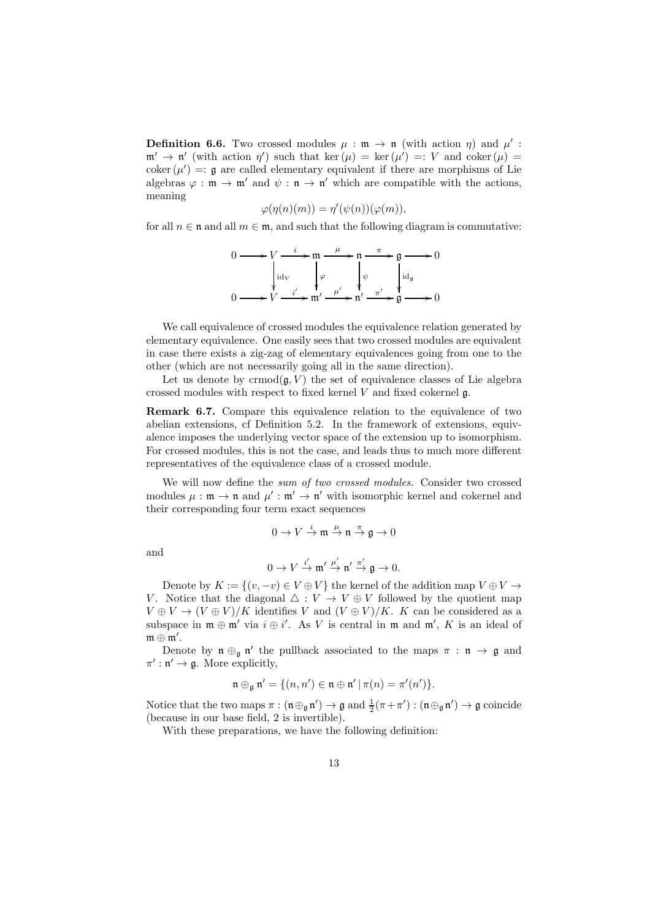**Definition 6.6.** Two crossed modules $\mu : \mathfrak{m} \to \mathfrak{n}$ (with action $\eta$) and $\mu' : \mathfrak{m}' \to \mathfrak{n}'$ (with action $\eta'$) such that $\ker(\mu) = \ker(\mu') =: V$ and $\operatorname{coker}(\mu) = \operatorname{coker}(\mu') =: \mathfrak{g}$ are called elementary equivalent if there are morphisms of Lie algebras $\varphi : \mathfrak{m} \to \mathfrak{m}'$ and $\psi : \mathfrak{n} \to \mathfrak{n}'$ which are compatible with the actions, meaning

$$\varphi(\eta(n)(m)) = \eta'(\psi(n))(\varphi(m)),$$

for all $n \in \mathfrak{n}$ and all $m \in \mathfrak{m}$, and such that the following diagram is commutative:

$$\begin{array}{ccccccccccc}
0 & \longrightarrow & V & \xrightarrow{i} & \mathfrak{m} & \xrightarrow{\mu} & \mathfrak{n} & \xrightarrow{\pi} & \mathfrak{g} & \longrightarrow & 0 \\
 & & \downarrow{\scriptstyle \mathrm{id}_V} & & \downarrow{\scriptstyle \varphi} & & \downarrow{\scriptstyle \psi} & & \downarrow{\scriptstyle \mathrm{id}_{\mathfrak{g}}} & & \\
0 & \longrightarrow & V & \xrightarrow{i'} & \mathfrak{m}' & \xrightarrow{\mu'} & \mathfrak{n}' & \xrightarrow{\pi'} & \mathfrak{g} & \longrightarrow & 0
\end{array}$$

We call equivalence of crossed modules the equivalence relation generated by elementary equivalence. One easily sees that two crossed modules are equivalent in case there exists a zig-zag of elementary equivalences going from one to the other (which are not necessarily going all in the same direction).

Let us denote by $\operatorname{crmod}(\mathfrak{g}, V)$ the set of equivalence classes of Lie algebra crossed modules with respect to fixed kernel $V$ and fixed cokernel $\mathfrak{g}$.

**Remark 6.7.** Compare this equivalence relation to the equivalence of two abelian extensions, cf Definition 5.2. In the framework of extensions, equivalence imposes the underlying vector space of the extension up to isomorphism. For crossed modules, this is not the case, and leads thus to much more different representatives of the equivalence class of a crossed module.

We will now define the *sum of two crossed modules*. Consider two crossed modules $\mu : \mathfrak{m} \to \mathfrak{n}$ and $\mu' : \mathfrak{m}' \to \mathfrak{n}'$ with isomorphic kernel and cokernel and their corresponding four term exact sequences

$$0 \to V \xrightarrow{i} \mathfrak{m} \xrightarrow{\mu} \mathfrak{n} \xrightarrow{\pi} \mathfrak{g} \to 0$$

and

$$0 \to V \xrightarrow{i'} \mathfrak{m}' \xrightarrow{\mu'} \mathfrak{n}' \xrightarrow{\pi'} \mathfrak{g} \to 0.$$

Denote by $K := \{(v, -v) \in V \oplus V\}$ the kernel of the addition map $V \oplus V \to V$. Notice that the diagonal $\triangle : V \to V \oplus V$ followed by the quotient map $V \oplus V \to (V \oplus V)/K$ identifies $V$ and $(V \oplus V)/K$. $K$ can be considered as a subspace in $\mathfrak{m} \oplus \mathfrak{m}'$ via $i \oplus i'$. As $V$ is central in $\mathfrak{m}$ and $\mathfrak{m}'$, $K$ is an ideal of $\mathfrak{m} \oplus \mathfrak{m}'$.

Denote by $\mathfrak{n} \oplus_{\mathfrak{g}} \mathfrak{n}'$ the pullback associated to the maps $\pi : \mathfrak{n} \to \mathfrak{g}$ and $\pi' : \mathfrak{n}' \to \mathfrak{g}$. More explicitly,

$$\mathfrak{n} \oplus_{\mathfrak{g}} \mathfrak{n}' = \{(n, n') \in \mathfrak{n} \oplus \mathfrak{n}' \mid \pi(n) = \pi'(n')\}.$$

Notice that the two maps $\pi : (\mathfrak{n} \oplus_{\mathfrak{g}} \mathfrak{n}') \to \mathfrak{g}$ and $\frac{1}{2}(\pi + \pi') : (\mathfrak{n} \oplus_{\mathfrak{g}} \mathfrak{n}') \to \mathfrak{g}$ coincide (because in our base field, 2 is invertible).

With these preparations, we have the following definition: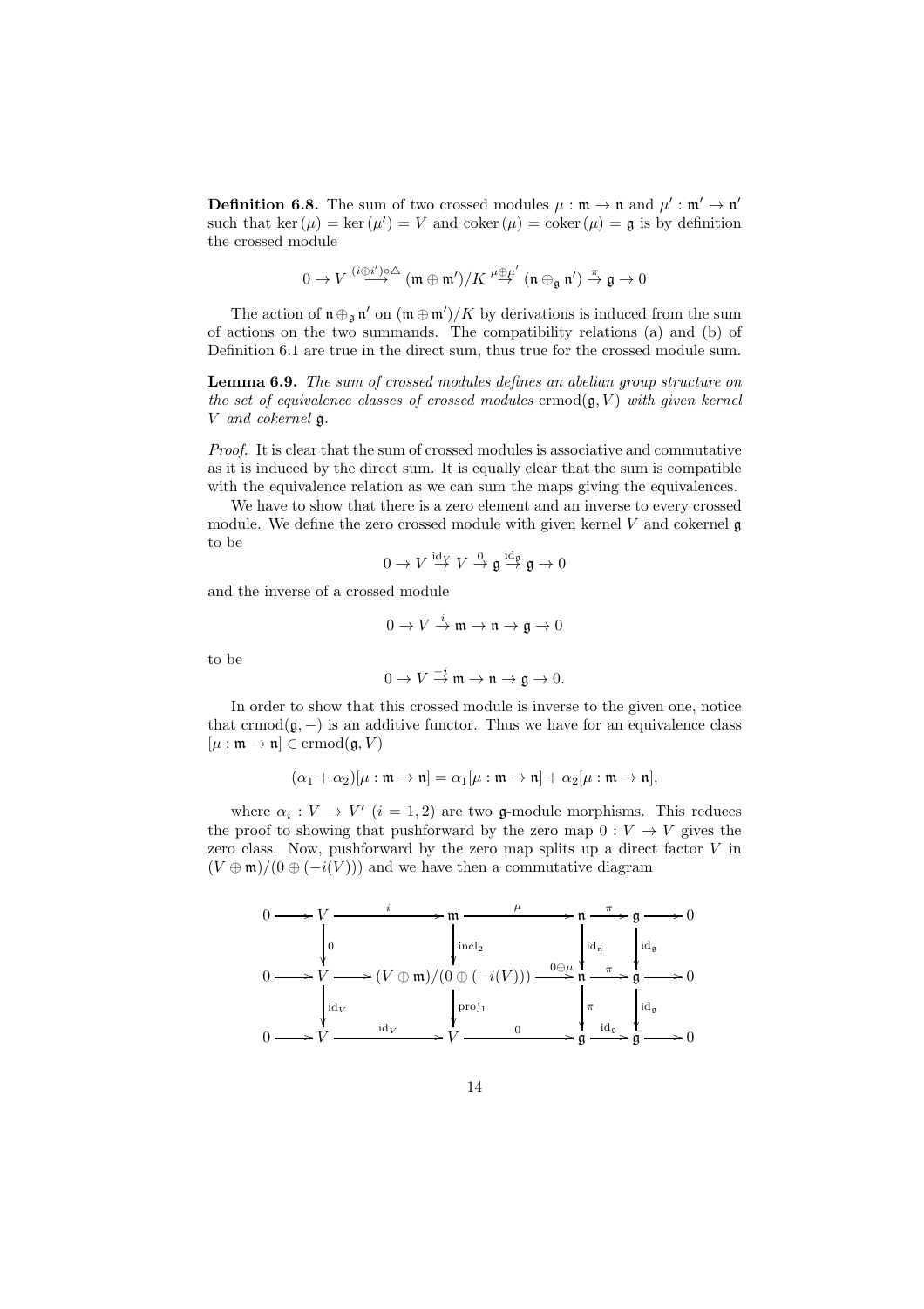**Definition 6.8.** The sum of two crossed modules $\mu : \mathfrak{m} \to \mathfrak{n}$ and $\mu' : \mathfrak{m}' \to \mathfrak{n}'$ such that $\ker(\mu) = \ker(\mu') = V$ and $\mathrm{coker}(\mu) = \mathrm{coker}(\mu) = \mathfrak{g}$ is by definition the crossed module

$$0 \to V \stackrel{(i\oplus i')\circ\triangle}{\longrightarrow} (\mathfrak{m} \oplus \mathfrak{m}')/K \stackrel{\mu\oplus\mu'}{\to} (\mathfrak{n} \oplus_{\mathfrak{g}} \mathfrak{n}') \stackrel{\pi}{\to} \mathfrak{g} \to 0$$

The action of $\mathfrak{n} \oplus_{\mathfrak{g}} \mathfrak{n}'$ on $(\mathfrak{m} \oplus \mathfrak{m}')/K$ by derivations is induced from the sum of actions on the two summands. The compatibility relations (a) and (b) of Definition 6.1 are true in the direct sum, thus true for the crossed module sum.

**Lemma 6.9.** *The sum of crossed modules defines an abelian group structure on the set of equivalence classes of crossed modules* $\mathrm{crmod}(\mathfrak{g}, V)$ *with given kernel* $V$ *and cokernel* $\mathfrak{g}$*.*

*Proof.* It is clear that the sum of crossed modules is associative and commutative as it is induced by the direct sum. It is equally clear that the sum is compatible with the equivalence relation as we can sum the maps giving the equivalences.

We have to show that there is a zero element and an inverse to every crossed module. We define the zero crossed module with given kernel $V$ and cokernel $\mathfrak{g}$ to be

$$0 \to V \stackrel{\mathrm{id}_V}{\to} V \stackrel{0}{\to} \mathfrak{g} \stackrel{\mathrm{id}_{\mathfrak{g}}}{\to} \mathfrak{g} \to 0$$

and the inverse of a crossed module

$$0 \to V \stackrel{i}{\to} \mathfrak{m} \to \mathfrak{n} \to \mathfrak{g} \to 0$$

to be

$$0 \to V \stackrel{-i}{\to} \mathfrak{m} \to \mathfrak{n} \to \mathfrak{g} \to 0.$$

In order to show that this crossed module is inverse to the given one, notice that $\mathrm{crmod}(\mathfrak{g}, -)$ is an additive functor. Thus we have for an equivalence class $[\mu : \mathfrak{m} \to \mathfrak{n}] \in \mathrm{crmod}(\mathfrak{g}, V)$

$$(\alpha_1 + \alpha_2)[\mu : \mathfrak{m} \to \mathfrak{n}] = \alpha_1[\mu : \mathfrak{m} \to \mathfrak{n}] + \alpha_2[\mu : \mathfrak{m} \to \mathfrak{n}],$$

where $\alpha_i : V \to V'$ $(i = 1, 2)$ are two $\mathfrak{g}$-module morphisms. This reduces the proof to showing that pushforward by the zero map $0 : V \to V$ gives the zero class. Now, pushforward by the zero map splits up a direct factor $V$ in $(V \oplus \mathfrak{m})/(0 \oplus (-i(V)))$ and we have then a commutative diagram

$$\begin{array}{ccccccccc}
0 \to & V & \xrightarrow{i} & \mathfrak{m} & \xrightarrow{\mu} & \mathfrak{n} & \xrightarrow{\pi} & \mathfrak{g} & \to 0 \\
& \downarrow{\scriptstyle 0} & & \downarrow{\scriptstyle \mathrm{incl}_2} & & \downarrow{\scriptstyle \mathrm{id}_{\mathfrak{n}}} & & \downarrow{\scriptstyle \mathrm{id}_{\mathfrak{g}}} & \\
0 \to & V & \longrightarrow & (V \oplus \mathfrak{m})/(0 \oplus (-i(V))) & \xrightarrow{0\oplus\mu} & \mathfrak{n} & \xrightarrow{\pi} & \mathfrak{g} & \to 0 \\
& \downarrow{\scriptstyle \mathrm{id}_V} & & \downarrow{\scriptstyle \mathrm{proj}_1} & & \downarrow{\scriptstyle \pi} & & \downarrow{\scriptstyle \mathrm{id}_{\mathfrak{g}}} & \\
0 \to & V & \xrightarrow{\mathrm{id}_V} & V & \xrightarrow{0} & \mathfrak{g} & \xrightarrow{\mathrm{id}_{\mathfrak{g}}} & \mathfrak{g} & \to 0
\end{array}$$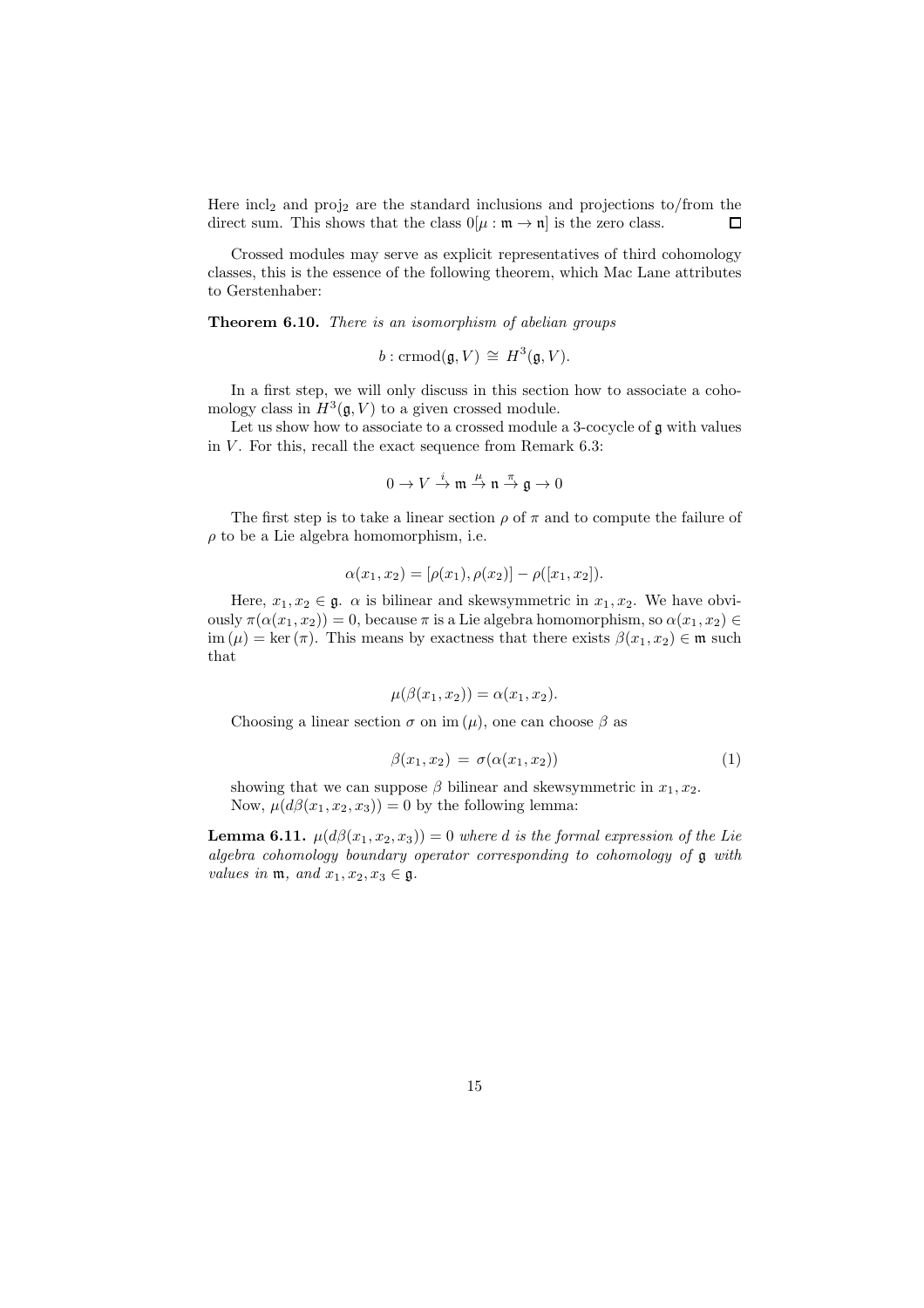Here $\mathrm{incl}_2$ and $\mathrm{proj}_2$ are the standard inclusions and projections to/from the direct sum. This shows that the class $0[\mu : \mathfrak{m} \to \mathfrak{n}]$ is the zero class. $\square$

Crossed modules may serve as explicit representatives of third cohomology classes, this is the essence of the following theorem, which Mac Lane attributes to Gerstenhaber:

**Theorem 6.10.** *There is an isomorphism of abelian groups*

$$b : \mathrm{crmod}(\mathfrak{g}, V) \cong H^3(\mathfrak{g}, V).$$

In a first step, we will only discuss in this section how to associate a cohomology class in $H^3(\mathfrak{g}, V)$ to a given crossed module.

Let us show how to associate to a crossed module a 3-cocycle of $\mathfrak{g}$ with values in $V$. For this, recall the exact sequence from Remark 6.3:

$$0 \to V \xrightarrow{i} \mathfrak{m} \xrightarrow{\mu} \mathfrak{n} \xrightarrow{\pi} \mathfrak{g} \to 0$$

The first step is to take a linear section $\rho$ of $\pi$ and to compute the failure of $\rho$ to be a Lie algebra homomorphism, i.e.

$$\alpha(x_1, x_2) = [\rho(x_1), \rho(x_2)] - \rho([x_1, x_2]).$$

Here, $x_1, x_2 \in \mathfrak{g}$. $\alpha$ is bilinear and skewsymmetric in $x_1, x_2$. We have obviously $\pi(\alpha(x_1, x_2)) = 0$, because $\pi$ is a Lie algebra homomorphism, so $\alpha(x_1, x_2) \in \mathrm{im}\,(\mu) = \ker\,(\pi)$. This means by exactness that there exists $\beta(x_1, x_2) \in \mathfrak{m}$ such that

$$\mu(\beta(x_1, x_2)) = \alpha(x_1, x_2).$$

Choosing a linear section $\sigma$ on $\mathrm{im}\,(\mu)$, one can choose $\beta$ as

$$\beta(x_1, x_2) = \sigma(\alpha(x_1, x_2)) \tag{1}$$

showing that we can suppose $\beta$ bilinear and skewsymmetric in $x_1, x_2$.

Now, $\mu(d\beta(x_1, x_2, x_3)) = 0$ by the following lemma:

**Lemma 6.11.** *$\mu(d\beta(x_1, x_2, x_3)) = 0$ where $d$ is the formal expression of the Lie algebra cohomology boundary operator corresponding to cohomology of $\mathfrak{g}$ with values in $\mathfrak{m}$, and $x_1, x_2, x_3 \in \mathfrak{g}$.*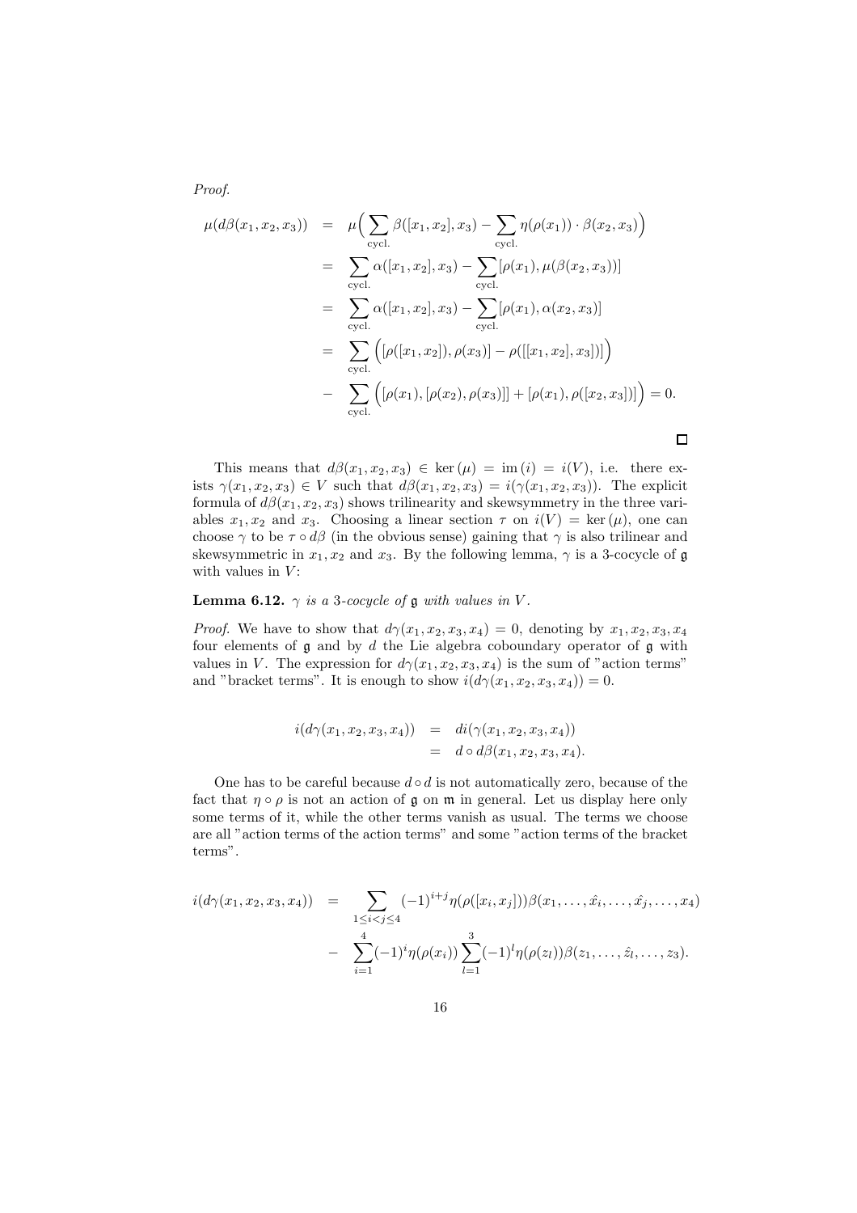*Proof.*

$$
\begin{aligned}
\mu(d\beta(x_1,x_2,x_3)) &= \mu\Big(\sum_{\text{cycl.}}\beta([x_1,x_2],x_3) - \sum_{\text{cycl.}}\eta(\rho(x_1))\cdot\beta(x_2,x_3)\Big) \\
&= \sum_{\text{cycl.}}\alpha([x_1,x_2],x_3) - \sum_{\text{cycl.}}[\rho(x_1),\mu(\beta(x_2,x_3))] \\
&= \sum_{\text{cycl.}}\alpha([x_1,x_2],x_3) - \sum_{\text{cycl.}}[\rho(x_1),\alpha(x_2,x_3)] \\
&= \sum_{\text{cycl.}}\Big([\rho([x_1,x_2]),\rho(x_3)] - \rho([[x_1,x_2],x_3])\Big) \\
&- \sum_{\text{cycl.}}\Big([\rho(x_1),[\rho(x_2),\rho(x_3)]] + [\rho(x_1),\rho([x_2,x_3])]\Big) = 0.
\end{aligned}
$$

$\square$

This means that $d\beta(x_1,x_2,x_3) \in \ker(\mu) = \mathrm{im}\,(i) = i(V)$, i.e. there exists $\gamma(x_1,x_2,x_3) \in V$ such that $d\beta(x_1,x_2,x_3) = i(\gamma(x_1,x_2,x_3))$. The explicit formula of $d\beta(x_1,x_2,x_3)$ shows trilinearity and skewsymmetry in the three variables $x_1, x_2$ and $x_3$. Choosing a linear section $\tau$ on $i(V) = \ker(\mu)$, one can choose $\gamma$ to be $\tau \circ d\beta$ (in the obvious sense) gaining that $\gamma$ is also trilinear and skewsymmetric in $x_1, x_2$ and $x_3$. By the following lemma, $\gamma$ is a 3-cocycle of $\mathfrak{g}$ with values in $V$:

**Lemma 6.12.** *$\gamma$ is a 3-cocycle of $\mathfrak{g}$ with values in $V$.*

*Proof.* We have to show that $d\gamma(x_1,x_2,x_3,x_4) = 0$, denoting by $x_1,x_2,x_3,x_4$ four elements of $\mathfrak{g}$ and by $d$ the Lie algebra coboundary operator of $\mathfrak{g}$ with values in $V$. The expression for $d\gamma(x_1,x_2,x_3,x_4)$ is the sum of "action terms" and "bracket terms". It is enough to show $i(d\gamma(x_1,x_2,x_3,x_4)) = 0$.

$$
\begin{aligned}
i(d\gamma(x_1,x_2,x_3,x_4)) &= di(\gamma(x_1,x_2,x_3,x_4)) \\
&= d\circ d\beta(x_1,x_2,x_3,x_4).
\end{aligned}
$$

One has to be careful because $d \circ d$ is not automatically zero, because of the fact that $\eta\circ\rho$ is not an action of $\mathfrak{g}$ on $\mathfrak{m}$ in general. Let us display here only some terms of it, while the other terms vanish as usual. The terms we choose are all "action terms of the action terms" and some "action terms of the bracket terms".

$$
\begin{aligned}
i(d\gamma(x_1,x_2,x_3,x_4)) &= \sum_{1\le i<j\le 4}(-1)^{i+j}\eta(\rho([x_i,x_j]))\beta(x_1,\ldots,\hat{x_i},\ldots,\hat{x_j},\ldots,x_4) \\
&- \sum_{i=1}^{4}(-1)^i\eta(\rho(x_i))\sum_{l=1}^{3}(-1)^l\eta(\rho(z_l))\beta(z_1,\ldots,\hat{z_l},\ldots,z_3).
\end{aligned}
$$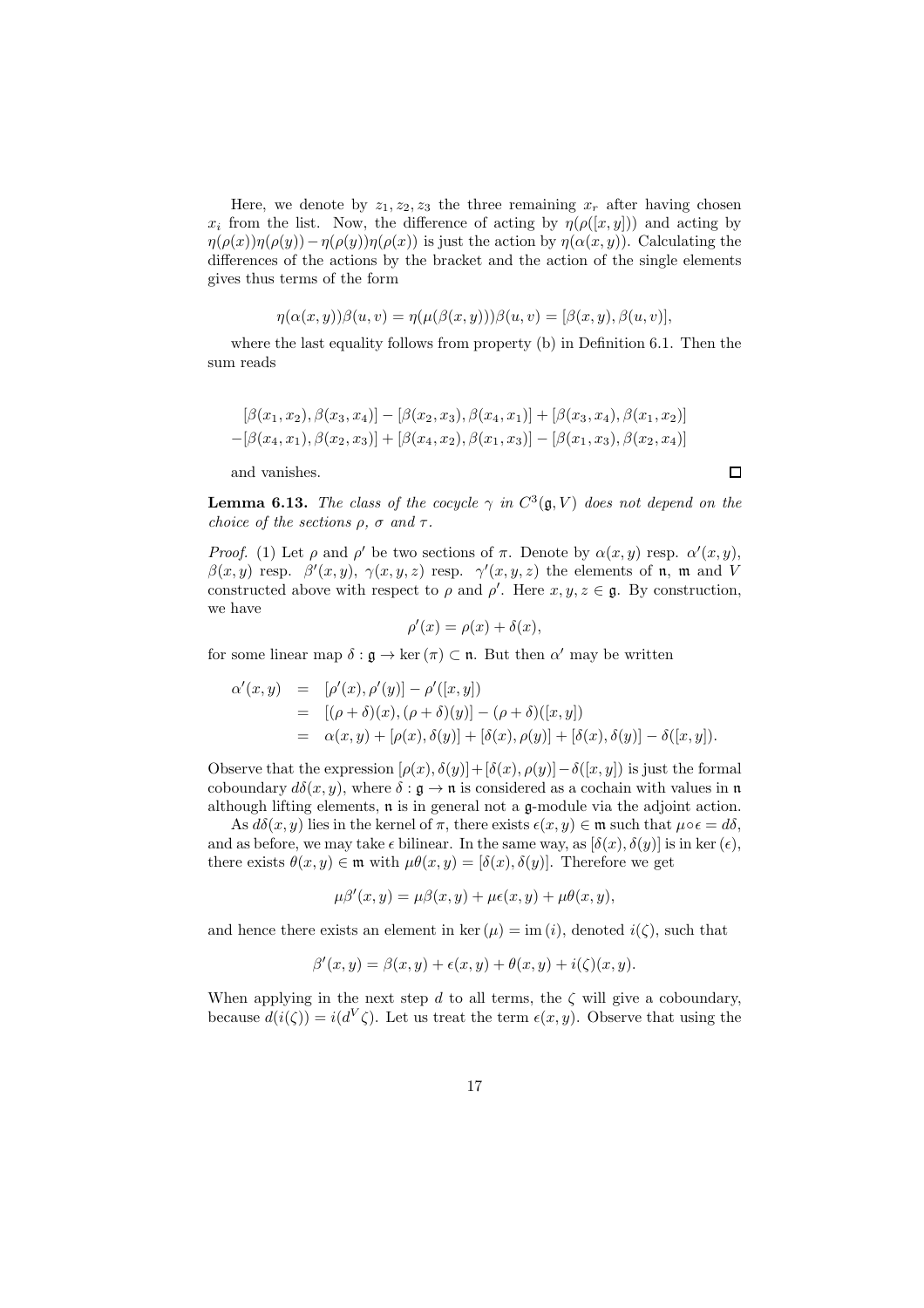Here, we denote by $z_1, z_2, z_3$ the three remaining $x_r$ after having chosen $x_i$ from the list. Now, the difference of acting by $\eta(\rho([x,y]))$ and acting by $\eta(\rho(x))\eta(\rho(y)) - \eta(\rho(y))\eta(\rho(x))$ is just the action by $\eta(\alpha(x,y))$. Calculating the differences of the actions by the bracket and the action of the single elements gives thus terms of the form

$$\eta(\alpha(x,y))\beta(u,v) = \eta(\mu(\beta(x,y)))\beta(u,v) = [\beta(x,y), \beta(u,v)],$$

where the last equality follows from property (b) in Definition 6.1. Then the sum reads

$$\begin{aligned}
&[\beta(x_1,x_2), \beta(x_3,x_4)] - [\beta(x_2,x_3), \beta(x_4,x_1)] + [\beta(x_3,x_4), \beta(x_1,x_2)] \\
&-[\beta(x_4,x_1), \beta(x_2,x_3)] + [\beta(x_4,x_2), \beta(x_1,x_3)] - [\beta(x_1,x_3), \beta(x_2,x_4)]
\end{aligned}$$

and vanishes. □

**Lemma 6.13.** *The class of the cocycle $\gamma$ in $C^3(\mathfrak{g}, V)$ does not depend on the choice of the sections $\rho$, $\sigma$ and $\tau$.*

*Proof.* (1) Let $\rho$ and $\rho'$ be two sections of $\pi$. Denote by $\alpha(x,y)$ resp. $\alpha'(x,y)$, $\beta(x,y)$ resp. $\beta'(x,y)$, $\gamma(x,y,z)$ resp. $\gamma'(x,y,z)$ the elements of $\mathfrak{n}$, $\mathfrak{m}$ and $V$ constructed above with respect to $\rho$ and $\rho'$. Here $x,y,z \in \mathfrak{g}$. By construction, we have

$$\rho'(x) = \rho(x) + \delta(x),$$

for some linear map $\delta : \mathfrak{g} \to \ker(\pi) \subset \mathfrak{n}$. But then $\alpha'$ may be written

$$\begin{aligned}
\alpha'(x,y) &= [\rho'(x), \rho'(y)] - \rho'([x,y]) \\
&= [(\rho+\delta)(x), (\rho+\delta)(y)] - (\rho+\delta)([x,y]) \\
&= \alpha(x,y) + [\rho(x), \delta(y)] + [\delta(x), \rho(y)] + [\delta(x), \delta(y)] - \delta([x,y]).
\end{aligned}$$

Observe that the expression $[\rho(x), \delta(y)] + [\delta(x), \rho(y)] - \delta([x,y])$ is just the formal coboundary $d\delta(x,y)$, where $\delta : \mathfrak{g} \to \mathfrak{n}$ is considered as a cochain with values in $\mathfrak{n}$ although lifting elements, $\mathfrak{n}$ is in general not a $\mathfrak{g}$-module via the adjoint action.

As $d\delta(x,y)$ lies in the kernel of $\pi$, there exists $\epsilon(x,y) \in \mathfrak{m}$ such that $\mu \circ \epsilon = d\delta$, and as before, we may take $\epsilon$ bilinear. In the same way, as $[\delta(x), \delta(y)]$ is in $\ker(\epsilon)$, there exists $\theta(x,y) \in \mathfrak{m}$ with $\mu\theta(x,y) = [\delta(x), \delta(y)]$. Therefore we get

$$\mu\beta'(x,y) = \mu\beta(x,y) + \mu\epsilon(x,y) + \mu\theta(x,y),$$

and hence there exists an element in $\ker(\mu) = \mathrm{im}(i)$, denoted $i(\zeta)$, such that

$$\beta'(x,y) = \beta(x,y) + \epsilon(x,y) + \theta(x,y) + i(\zeta)(x,y).$$

When applying in the next step $d$ to all terms, the $\zeta$ will give a coboundary, because $d(i(\zeta)) = i(d^V\zeta)$. Let us treat the term $\epsilon(x,y)$. Observe that using the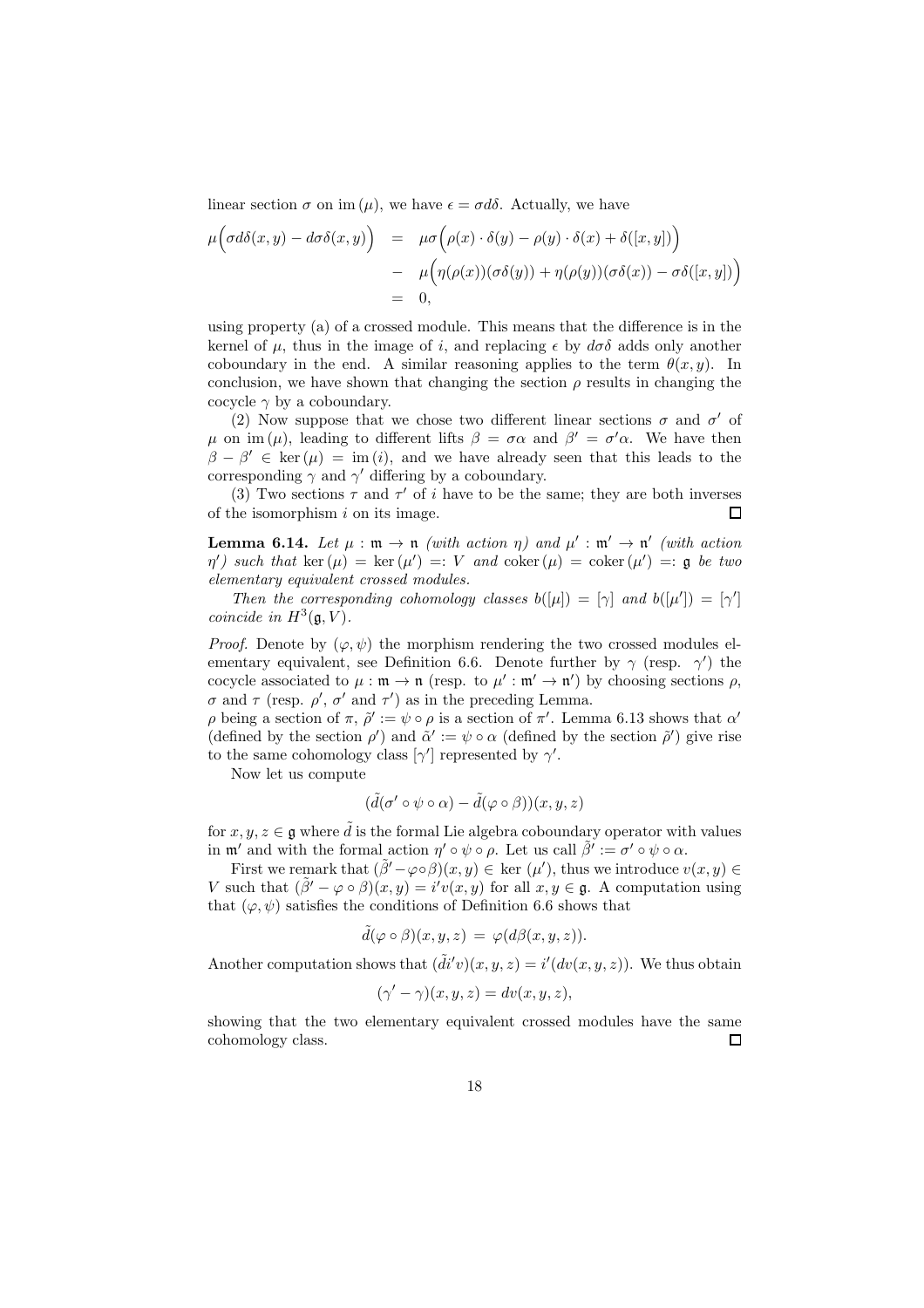linear section $\sigma$ on $\mathrm{im}\,(\mu)$, we have $\epsilon = \sigma d\delta$. Actually, we have

$$
\begin{aligned}
\mu\Big(\sigma d\delta(x,y) - d\sigma\delta(x,y)\Big) &= \mu\sigma\Big(\rho(x)\cdot\delta(y) - \rho(y)\cdot\delta(x) + \delta([x,y])\Big) \\
&- \mu\Big(\eta(\rho(x))(\sigma\delta(y)) + \eta(\rho(y))(\sigma\delta(x)) - \sigma\delta([x,y])\Big) \\
&= 0,
\end{aligned}
$$

using property (a) of a crossed module. This means that the difference is in the kernel of $\mu$, thus in the image of $i$, and replacing $\epsilon$ by $d\sigma\delta$ adds only another coboundary in the end. A similar reasoning applies to the term $\theta(x,y)$. In conclusion, we have shown that changing the section $\rho$ results in changing the cocycle $\gamma$ by a coboundary.

(2) Now suppose that we chose two different linear sections $\sigma$ and $\sigma'$ of $\mu$ on $\mathrm{im}\,(\mu)$, leading to different lifts $\beta = \sigma\alpha$ and $\beta' = \sigma'\alpha$. We have then $\beta - \beta' \in \ker(\mu) = \mathrm{im}\,(i)$, and we have already seen that this leads to the corresponding $\gamma$ and $\gamma'$ differing by a coboundary.

(3) Two sections $\tau$ and $\tau'$ of $i$ have to be the same; they are both inverses of the isomorphism $i$ on its image. $\square$

**Lemma 6.14.** *Let $\mu : \mathfrak{m} \to \mathfrak{n}$ (with action $\eta$) and $\mu' : \mathfrak{m}' \to \mathfrak{n}'$ (with action $\eta'$) such that $\ker(\mu) = \ker(\mu') =: V$ and $\mathrm{coker}\,(\mu) = \mathrm{coker}\,(\mu') =: \mathfrak{g}$ be two elementary equivalent crossed modules.*

*Then the corresponding cohomology classes $b([\mu]) = [\gamma]$ and $b([\mu']) = [\gamma']$ coincide in $H^3(\mathfrak{g}, V)$.*

*Proof.* Denote by $(\varphi, \psi)$ the morphism rendering the two crossed modules elementary equivalent, see Definition 6.6. Denote further by $\gamma$ (resp. $\gamma'$) the cocycle associated to $\mu : \mathfrak{m} \to \mathfrak{n}$ (resp. to $\mu' : \mathfrak{m}' \to \mathfrak{n}'$) by choosing sections $\rho$, $\sigma$ and $\tau$ (resp. $\rho'$, $\sigma'$ and $\tau'$) as in the preceding Lemma.
$\rho$ being a section of $\pi$, $\tilde{\rho}' := \psi \circ \rho$ is a section of $\pi'$. Lemma 6.13 shows that $\alpha'$ (defined by the section $\rho'$) and $\tilde{\alpha}' := \psi \circ \alpha$ (defined by the section $\tilde{\rho}'$) give rise to the same cohomology class $[\gamma']$ represented by $\gamma'$.

Now let us compute

$$(\tilde{d}(\sigma' \circ \psi \circ \alpha) - \tilde{d}(\varphi \circ \beta))(x, y, z)$$

for $x, y, z \in \mathfrak{g}$ where $\tilde{d}$ is the formal Lie algebra coboundary operator with values in $\mathfrak{m}'$ and with the formal action $\eta' \circ \psi \circ \rho$. Let us call $\tilde{\beta}' := \sigma' \circ \psi \circ \alpha$.

First we remark that $(\tilde{\beta}' - \varphi \circ \beta)(x, y) \in \ker(\mu')$, thus we introduce $v(x, y) \in V$ such that $(\tilde{\beta}' - \varphi \circ \beta)(x, y) = i'v(x, y)$ for all $x, y \in \mathfrak{g}$. A computation using that $(\varphi, \psi)$ satisfies the conditions of Definition 6.6 shows that

$$\tilde{d}(\varphi \circ \beta)(x, y, z) = \varphi(d\beta(x, y, z)).$$

Another computation shows that $(\tilde{d}i'v)(x, y, z) = i'(dv(x, y, z))$. We thus obtain

$$(\gamma' - \gamma)(x, y, z) = dv(x, y, z),$$

showing that the two elementary equivalent crossed modules have the same cohomology class. $\square$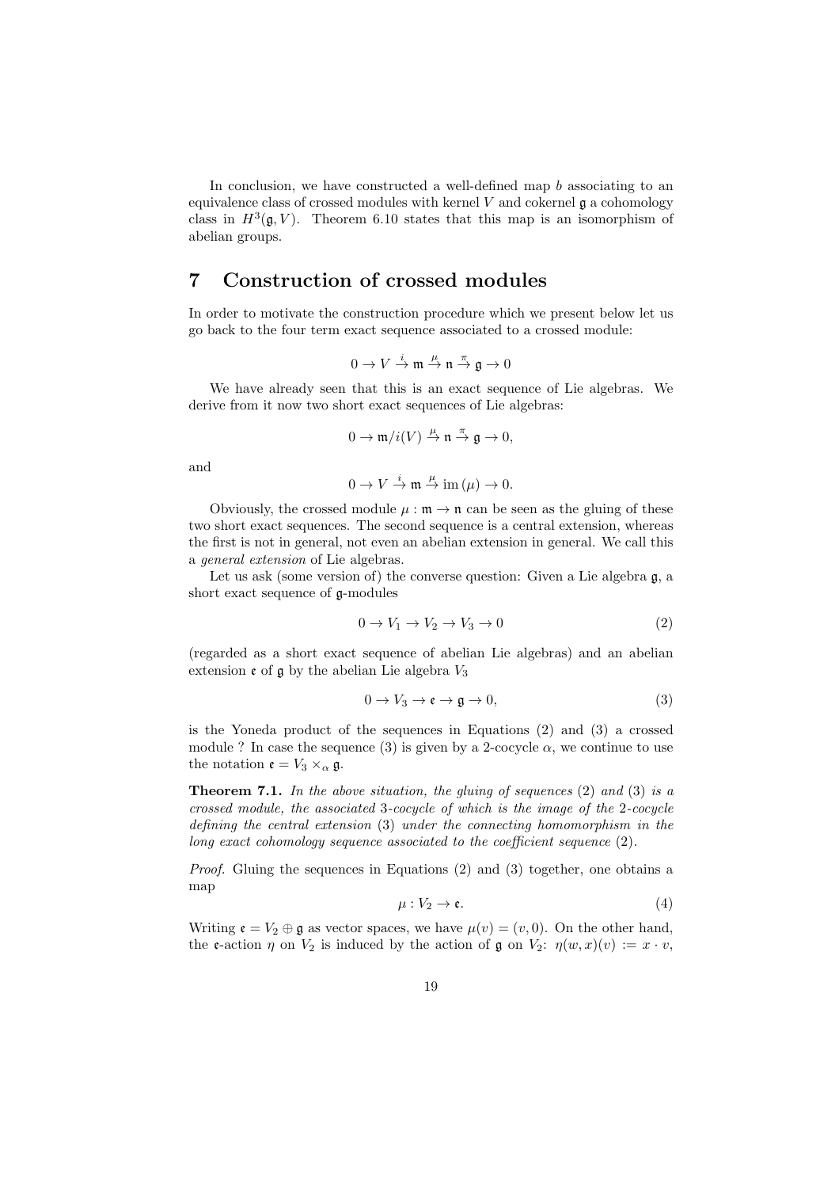In conclusion, we have constructed a well-defined map $b$ associating to an equivalence class of crossed modules with kernel $V$ and cokernel $\mathfrak{g}$ a cohomology class in $H^3(\mathfrak{g}, V)$. Theorem 6.10 states that this map is an isomorphism of abelian groups.

## 7 Construction of crossed modules

In order to motivate the construction procedure which we present below let us go back to the four term exact sequence associated to a crossed module:

$$0 \to V \stackrel{i}{\to} \mathfrak{m} \stackrel{\mu}{\to} \mathfrak{n} \stackrel{\pi}{\to} \mathfrak{g} \to 0$$

We have already seen that this is an exact sequence of Lie algebras. We derive from it now two short exact sequences of Lie algebras:

$$0 \to \mathfrak{m}/i(V) \stackrel{\mu}{\to} \mathfrak{n} \stackrel{\pi}{\to} \mathfrak{g} \to 0,$$

and

$$0 \to V \stackrel{i}{\to} \mathfrak{m} \stackrel{\mu}{\to} \mathrm{im}\,(\mu) \to 0.$$

Obviously, the crossed module $\mu : \mathfrak{m} \to \mathfrak{n}$ can be seen as the gluing of these two short exact sequences. The second sequence is a central extension, whereas the first is not in general, not even an abelian extension in general. We call this a *general extension* of Lie algebras.

Let us ask (some version of) the converse question: Given a Lie algebra $\mathfrak{g}$, a short exact sequence of $\mathfrak{g}$-modules

$$0 \to V_1 \to V_2 \to V_3 \to 0 \tag{2}$$

(regarded as a short exact sequence of abelian Lie algebras) and an abelian extension $\mathfrak{e}$ of $\mathfrak{g}$ by the abelian Lie algebra $V_3$

$$0 \to V_3 \to \mathfrak{e} \to \mathfrak{g} \to 0, \tag{3}$$

is the Yoneda product of the sequences in Equations (2) and (3) a crossed module ? In case the sequence (3) is given by a 2-cocycle $\alpha$, we continue to use the notation $\mathfrak{e} = V_3 \times_\alpha \mathfrak{g}$.

**Theorem 7.1.** *In the above situation, the gluing of sequences* (2) *and* (3) *is a crossed module, the associated* 3*-cocycle of which is the image of the* 2*-cocycle defining the central extension* (3) *under the connecting homomorphism in the long exact cohomology sequence associated to the coefficient sequence* (2)*.*

*Proof.* Gluing the sequences in Equations (2) and (3) together, one obtains a map

$$\mu : V_2 \to \mathfrak{e}. \tag{4}$$

Writing $\mathfrak{e} = V_2 \oplus \mathfrak{g}$ as vector spaces, we have $\mu(v) = (v, 0)$. On the other hand, the $\mathfrak{e}$-action $\eta$ on $V_2$ is induced by the action of $\mathfrak{g}$ on $V_2$: $\eta(w, x)(v) := x \cdot v$,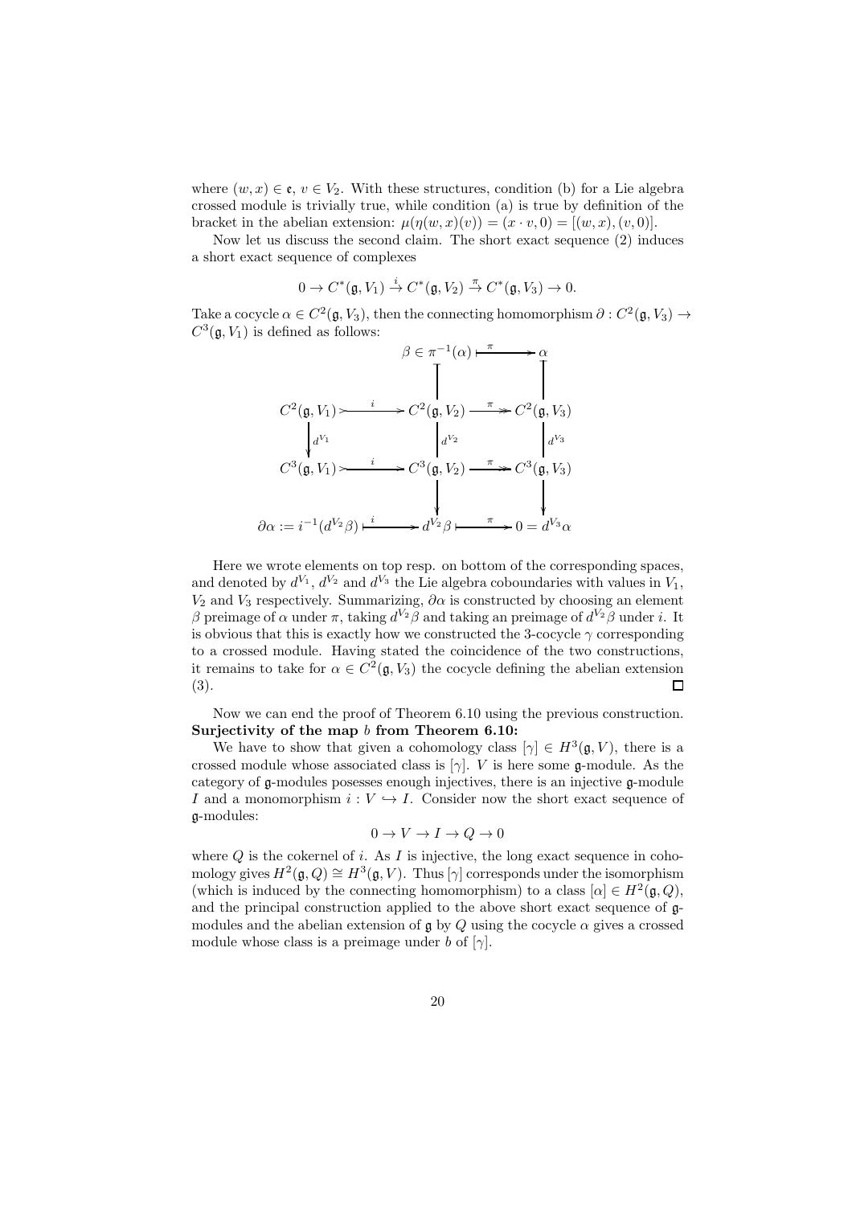where $(w, x) \in \mathfrak{e}$, $v \in V_2$. With these structures, condition (b) for a Lie algebra crossed module is trivially true, while condition (a) is true by definition of the bracket in the abelian extension: $\mu(\eta(w, x)(v)) = (x \cdot v, 0) = [(w, x), (v, 0)]$.

Now let us discuss the second claim. The short exact sequence (2) induces a short exact sequence of complexes

$$0 \to C^*(\mathfrak{g}, V_1) \xrightarrow{i} C^*(\mathfrak{g}, V_2) \xrightarrow{\pi} C^*(\mathfrak{g}, V_3) \to 0.$$

Take a cocycle $\alpha \in C^2(\mathfrak{g}, V_3)$, then the connecting homomorphism $\partial : C^2(\mathfrak{g}, V_3) \to C^3(\mathfrak{g}, V_1)$ is defined as follows:

$$\begin{array}{ccccc}
 & & \beta \in \pi^{-1}(\alpha) & \xmapsto{\pi} & \alpha \\
 & & \big| & & \big| \\
C^2(\mathfrak{g}, V_1) & \xrightarrow{i} & C^2(\mathfrak{g}, V_2) & \xrightarrow{\pi} & C^2(\mathfrak{g}, V_3) \\
\downarrow d^{V_1} & & \big| \, d^{V_2} & & \big| \, d^{V_3} \\
C^3(\mathfrak{g}, V_1) & \xrightarrow{i} & C^3(\mathfrak{g}, V_2) & \xrightarrow{\pi} & C^3(\mathfrak{g}, V_3) \\
 & & \downarrow & & \downarrow \\
\partial\alpha := i^{-1}(d^{V_2}\beta) & \xmapsto{i} & d^{V_2}\beta & \xmapsto{\pi} & 0 = d^{V_3}\alpha
\end{array}$$

Here we wrote elements on top resp. on bottom of the corresponding spaces, and denoted by $d^{V_1}$, $d^{V_2}$ and $d^{V_3}$ the Lie algebra coboundaries with values in $V_1$, $V_2$ and $V_3$ respectively. Summarizing, $\partial\alpha$ is constructed by choosing an element $\beta$ preimage of $\alpha$ under $\pi$, taking $d^{V_2}\beta$ and taking an preimage of $d^{V_2}\beta$ under $i$. It is obvious that this is exactly how we constructed the 3-cocycle $\gamma$ corresponding to a crossed module. Having stated the coincidence of the two constructions, it remains to take for $\alpha \in C^2(\mathfrak{g}, V_3)$ the cocycle defining the abelian extension (3). $\square$

Now we can end the proof of Theorem 6.10 using the previous construction.
**Surjectivity of the map $b$ from Theorem 6.10:**

We have to show that given a cohomology class $[\gamma] \in H^3(\mathfrak{g}, V)$, there is a crossed module whose associated class is $[\gamma]$. $V$ is here some $\mathfrak{g}$-module. As the category of $\mathfrak{g}$-modules posesses enough injectives, there is an injective $\mathfrak{g}$-module $I$ and a monomorphism $i : V \hookrightarrow I$. Consider now the short exact sequence of $\mathfrak{g}$-modules:

$$0 \to V \to I \to Q \to 0$$

where $Q$ is the cokernel of $i$. As $I$ is injective, the long exact sequence in cohomology gives $H^2(\mathfrak{g}, Q) \cong H^3(\mathfrak{g}, V)$. Thus $[\gamma]$ corresponds under the isomorphism (which is induced by the connecting homomorphism) to a class $[\alpha] \in H^2(\mathfrak{g}, Q)$, and the principal construction applied to the above short exact sequence of $\mathfrak{g}$-modules and the abelian extension of $\mathfrak{g}$ by $Q$ using the cocycle $\alpha$ gives a crossed module whose class is a preimage under $b$ of $[\gamma]$.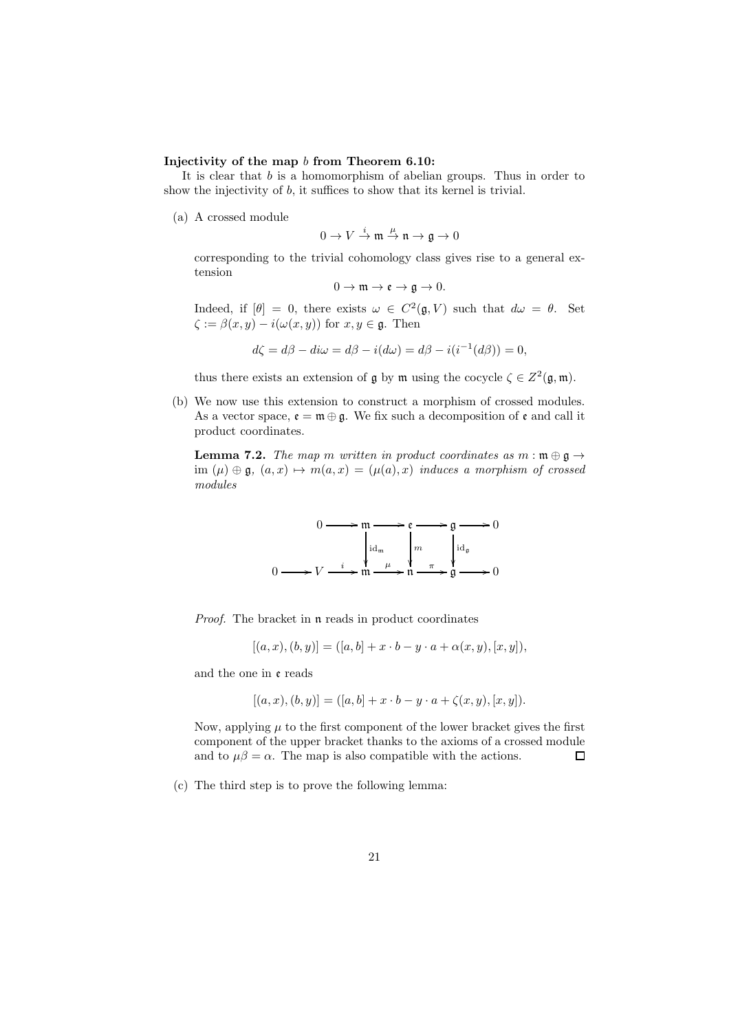**Injectivity of the map $b$ from Theorem 6.10:**

It is clear that $b$ is a homomorphism of abelian groups. Thus in order to show the injectivity of $b$, it suffices to show that its kernel is trivial.

(a) A crossed module

$$0 \to V \xrightarrow{i} \mathfrak{m} \xrightarrow{\mu} \mathfrak{n} \to \mathfrak{g} \to 0$$

corresponding to the trivial cohomology class gives rise to a general extension

$$0 \to \mathfrak{m} \to \mathfrak{e} \to \mathfrak{g} \to 0.$$

Indeed, if $[\theta] = 0$, there exists $\omega \in C^2(\mathfrak{g}, V)$ such that $d\omega = \theta$. Set $\zeta := \beta(x,y) - i(\omega(x,y))$ for $x, y \in \mathfrak{g}$. Then

$$d\zeta = d\beta - di\omega = d\beta - i(d\omega) = d\beta - i(i^{-1}(d\beta)) = 0,$$

thus there exists an extension of $\mathfrak{g}$ by $\mathfrak{m}$ using the cocycle $\zeta \in Z^2(\mathfrak{g}, \mathfrak{m})$.

(b) We now use this extension to construct a morphism of crossed modules. As a vector space, $\mathfrak{e} = \mathfrak{m} \oplus \mathfrak{g}$. We fix such a decomposition of $\mathfrak{e}$ and call it product coordinates.

**Lemma 7.2.** *The map $m$ written in product coordinates as $m : \mathfrak{m} \oplus \mathfrak{g} \to \operatorname{im}(\mu) \oplus \mathfrak{g}$, $(a, x) \mapsto m(a, x) = (\mu(a), x)$ induces a morphism of crossed modules*

$$\begin{array}{ccccccccccc}
 & & 0 & \longrightarrow & \mathfrak{m} & \longrightarrow & \mathfrak{e} & \longrightarrow & \mathfrak{g} & \longrightarrow & 0 \\
 & & & & \downarrow{\scriptstyle \mathrm{id}_{\mathfrak{m}}} & & \downarrow{\scriptstyle m} & & \downarrow{\scriptstyle \mathrm{id}_{\mathfrak{g}}} & & \\
0 & \longrightarrow & V & \xrightarrow{i} & \mathfrak{m} & \xrightarrow{\mu} & \mathfrak{n} & \xrightarrow{\pi} & \mathfrak{g} & \longrightarrow & 0
\end{array}$$

*Proof.* The bracket in $\mathfrak{n}$ reads in product coordinates

$$[(a, x), (b, y)] = ([a, b] + x \cdot b - y \cdot a + \alpha(x, y), [x, y]),$$

and the one in $\mathfrak{e}$ reads

$$[(a, x), (b, y)] = ([a, b] + x \cdot b - y \cdot a + \zeta(x, y), [x, y]).$$

Now, applying $\mu$ to the first component of the lower bracket gives the first component of the upper bracket thanks to the axioms of a crossed module and to $\mu\beta = \alpha$. The map is also compatible with the actions. $\square$

(c) The third step is to prove the following lemma: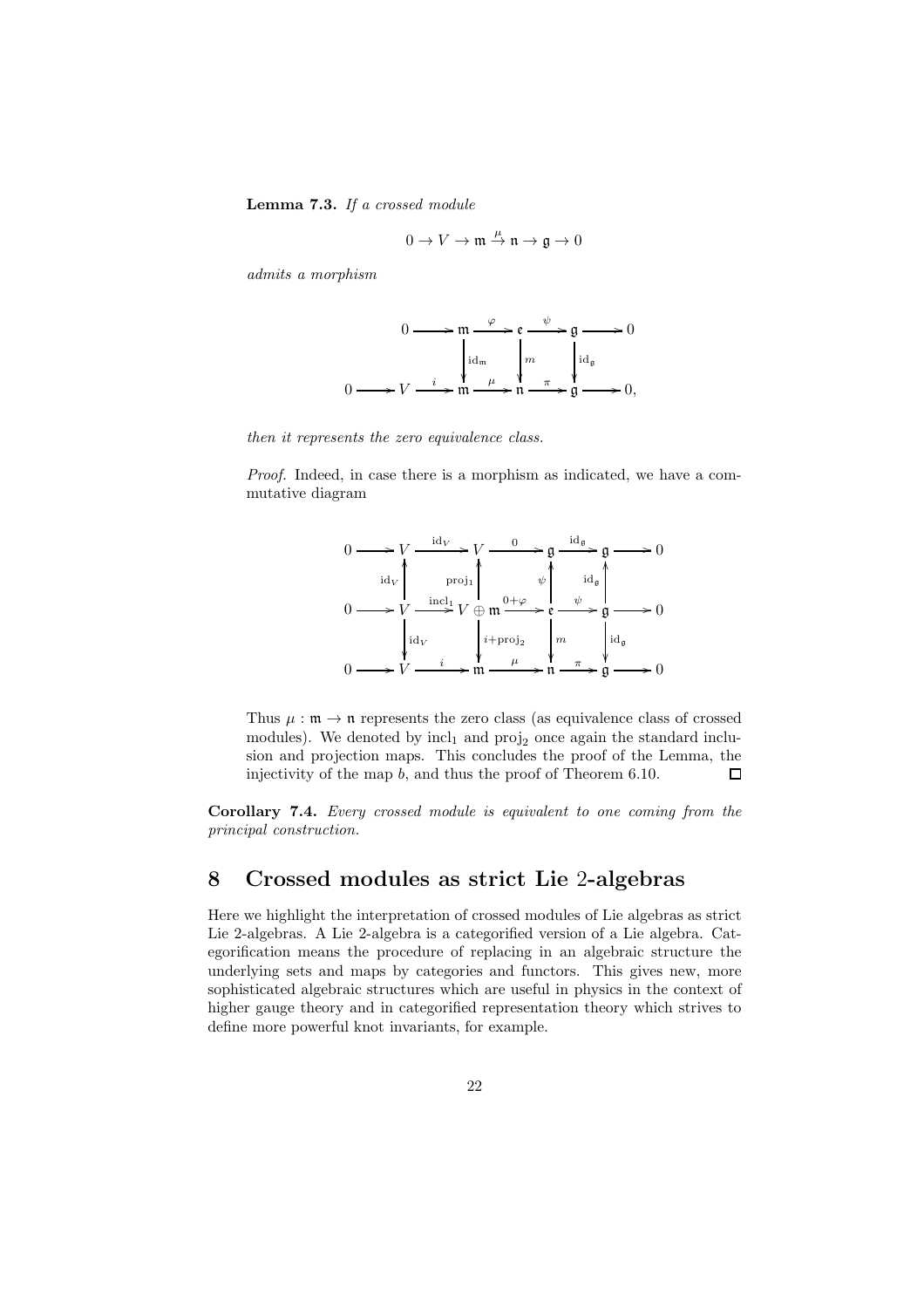**Lemma 7.3.** *If a crossed module*

$$0 \to V \to \mathfrak{m} \xrightarrow{\mu} \mathfrak{n} \to \mathfrak{g} \to 0$$

*admits a morphism*

$$\begin{array}{ccccccccccc}
 & & 0 & \longrightarrow & \mathfrak{m} & \xrightarrow{\varphi} & \mathfrak{e} & \xrightarrow{\psi} & \mathfrak{g} & \longrightarrow & 0 \\
 & & & & \downarrow{\scriptstyle \mathrm{id}_{\mathfrak{m}}} & & \downarrow{\scriptstyle m} & & \downarrow{\scriptstyle \mathrm{id}_{\mathfrak{g}}} & & \\
0 & \longrightarrow & V & \xrightarrow{i} & \mathfrak{m} & \xrightarrow{\mu} & \mathfrak{n} & \xrightarrow{\pi} & \mathfrak{g} & \longrightarrow & 0,
\end{array}$$

*then it represents the zero equivalence class.*

*Proof.* Indeed, in case there is a morphism as indicated, we have a commutative diagram

$$\begin{array}{ccccccccccc}
0 & \longrightarrow & V & \xrightarrow{\mathrm{id}_V} & V & \xrightarrow{0} & \mathfrak{g} & \xrightarrow{\mathrm{id}_{\mathfrak{g}}} & \mathfrak{g} & \longrightarrow & 0 \\
 & & \uparrow{\scriptstyle \mathrm{id}_V} & & \uparrow{\scriptstyle \mathrm{proj}_1} & & \uparrow{\scriptstyle \psi} & & \uparrow{\scriptstyle \mathrm{id}_{\mathfrak{g}}} & & \\
0 & \longrightarrow & V & \xrightarrow{\mathrm{incl}_1} & V \oplus \mathfrak{m} & \xrightarrow{0+\varphi} & \mathfrak{e} & \xrightarrow{\psi} & \mathfrak{g} & \longrightarrow & 0 \\
 & & \downarrow{\scriptstyle \mathrm{id}_V} & & \downarrow{\scriptstyle i+\mathrm{proj}_2} & & \downarrow{\scriptstyle m} & & \downarrow{\scriptstyle \mathrm{id}_{\mathfrak{g}}} & & \\
0 & \longrightarrow & V & \xrightarrow{i} & \mathfrak{m} & \xrightarrow{\mu} & \mathfrak{n} & \xrightarrow{\pi} & \mathfrak{g} & \longrightarrow & 0
\end{array}$$

Thus $\mu : \mathfrak{m} \to \mathfrak{n}$ represents the zero class (as equivalence class of crossed modules). We denoted by $\mathrm{incl}_1$ and $\mathrm{proj}_2$ once again the standard inclusion and projection maps. This concludes the proof of the Lemma, the injectivity of the map $b$, and thus the proof of Theorem 6.10. □

**Corollary 7.4.** *Every crossed module is equivalent to one coming from the principal construction.*

# 8 Crossed modules as strict Lie 2-algebras

Here we highlight the interpretation of crossed modules of Lie algebras as strict Lie 2-algebras. A Lie 2-algebra is a categorified version of a Lie algebra. Categorification means the procedure of replacing in an algebraic structure the underlying sets and maps by categories and functors. This gives new, more sophisticated algebraic structures which are useful in physics in the context of higher gauge theory and in categorified representation theory which strives to define more powerful knot invariants, for example.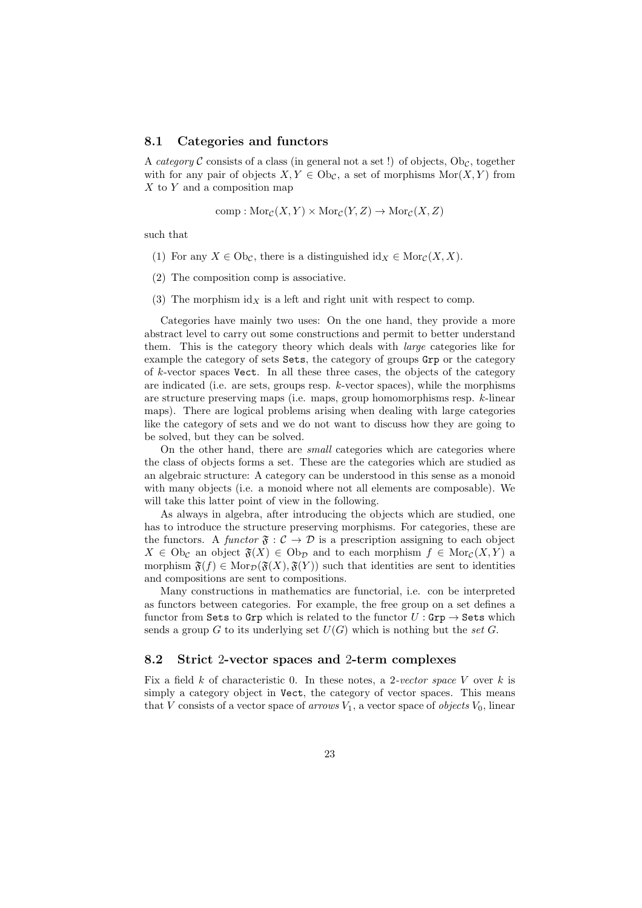## 8.1 Categories and functors

A *category* $\mathcal{C}$ consists of a class (in general not a set !) of objects, $\mathrm{Ob}_{\mathcal{C}}$, together with for any pair of objects $X, Y \in \mathrm{Ob}_{\mathcal{C}}$, a set of morphisms $\mathrm{Mor}(X,Y)$ from $X$ to $Y$ and a composition map

$$\mathrm{comp} : \mathrm{Mor}_{\mathcal{C}}(X,Y) \times \mathrm{Mor}_{\mathcal{C}}(Y,Z) \to \mathrm{Mor}_{\mathcal{C}}(X,Z)$$

such that

(1) For any $X \in \mathrm{Ob}_{\mathcal{C}}$, there is a distinguished $\mathrm{id}_X \in \mathrm{Mor}_{\mathcal{C}}(X,X)$.

(2) The composition comp is associative.

(3) The morphism $\mathrm{id}_X$ is a left and right unit with respect to comp.

Categories have mainly two uses: On the one hand, they provide a more abstract level to carry out some constructions and permit to better understand them. This is the category theory which deals with *large* categories like for example the category of sets `Sets`, the category of groups `Grp` or the category of $k$-vector spaces `Vect`. In all these three cases, the objects of the category are indicated (i.e. are sets, groups resp. $k$-vector spaces), while the morphisms are structure preserving maps (i.e. maps, group homomorphisms resp. $k$-linear maps). There are logical problems arising when dealing with large categories like the category of sets and we do not want to discuss how they are going to be solved, but they can be solved.

On the other hand, there are *small* categories which are categories where the class of objects forms a set. These are the categories which are studied as an algebraic structure: A category can be understood in this sense as a monoid with many objects (i.e. a monoid where not all elements are composable). We will take this latter point of view in the following.

As always in algebra, after introducing the objects which are studied, one has to introduce the structure preserving morphisms. For categories, these are the functors. A *functor* $\mathfrak{F} : \mathcal{C} \to \mathcal{D}$ is a prescription assigning to each object $X \in \mathrm{Ob}_{\mathcal{C}}$ an object $\mathfrak{F}(X) \in \mathrm{Ob}_{\mathcal{D}}$ and to each morphism $f \in \mathrm{Mor}_{\mathcal{C}}(X,Y)$ a morphism $\mathfrak{F}(f) \in \mathrm{Mor}_{\mathcal{D}}(\mathfrak{F}(X), \mathfrak{F}(Y))$ such that identities are sent to identities and compositions are sent to compositions.

Many constructions in mathematics are functorial, i.e. con be interpreted as functors between categories. For example, the free group on a set defines a functor from `Sets` to `Grp` which is related to the functor $U : \texttt{Grp} \to \texttt{Sets}$ which sends a group $G$ to its underlying set $U(G)$ which is nothing but the *set* $G$.

## 8.2 Strict 2-vector spaces and 2-term complexes

Fix a field $k$ of characteristic 0. In these notes, a *2-vector space* $V$ over $k$ is simply a category object in `Vect`, the category of vector spaces. This means that $V$ consists of a vector space of *arrows* $V_1$, a vector space of *objects* $V_0$, linear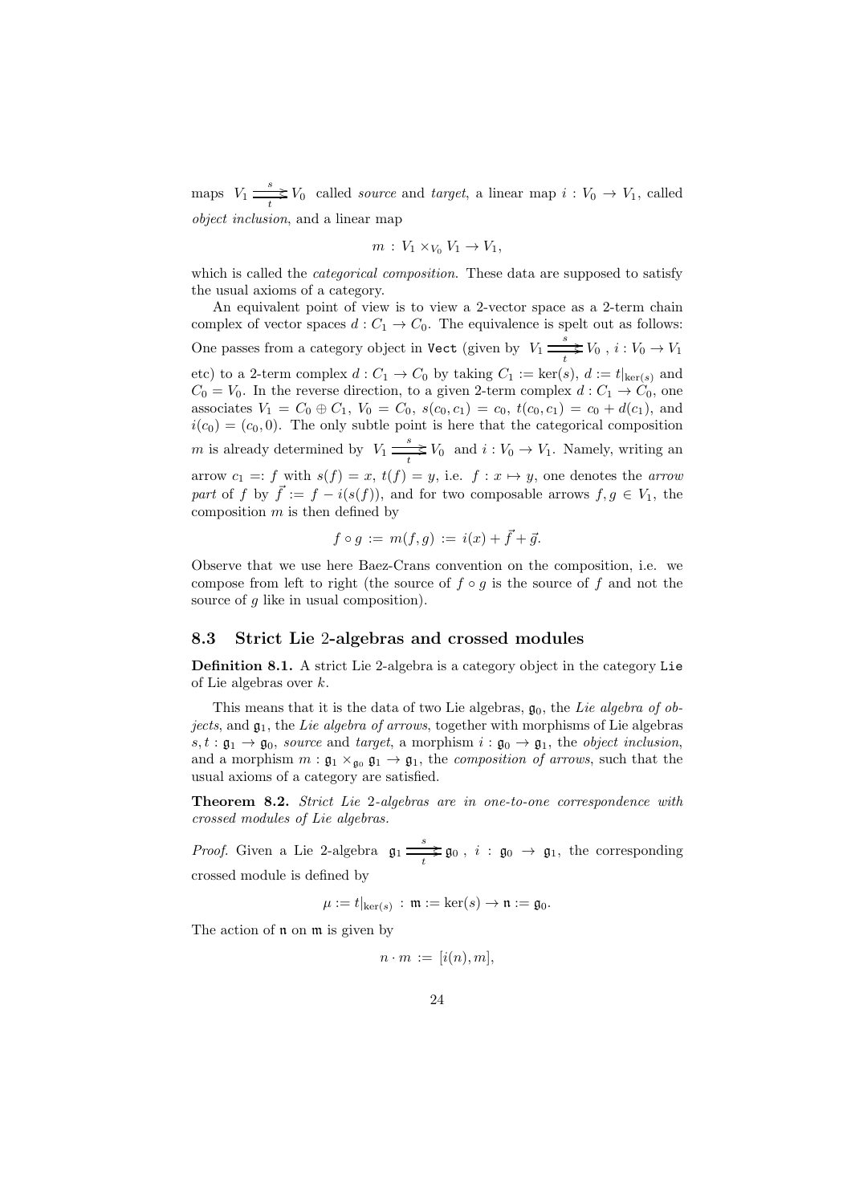maps $V_1 \overset{s}{\underset{t}{\rightrightarrows}} V_0$ called *source* and *target*, a linear map $i : V_0 \to V_1$, called *object inclusion*, and a linear map

$$m : V_1 \times_{V_0} V_1 \to V_1,$$

which is called the *categorical composition*. These data are supposed to satisfy the usual axioms of a category.

An equivalent point of view is to view a 2-vector space as a 2-term chain complex of vector spaces $d : C_1 \to C_0$. The equivalence is spelt out as follows: One passes from a category object in $\mathtt{Vect}$ (given by $V_1 \overset{s}{\underset{t}{\rightrightarrows}} V_0$, $i : V_0 \to V_1$ etc) to a 2-term complex $d : C_1 \to C_0$ by taking $C_1 := \ker(s)$, $d := t|_{\ker(s)}$ and $C_0 = V_0$. In the reverse direction, to a given 2-term complex $d : C_1 \to C_0$, one associates $V_1 = C_0 \oplus C_1$, $V_0 = C_0$, $s(c_0, c_1) = c_0$, $t(c_0, c_1) = c_0 + d(c_1)$, and $i(c_0) = (c_0, 0)$. The only subtle point is here that the categorical composition $m$ is already determined by $V_1 \overset{s}{\underset{t}{\rightrightarrows}} V_0$ and $i : V_0 \to V_1$. Namely, writing an arrow $c_1 =: f$ with $s(f) = x$, $t(f) = y$, i.e. $f : x \mapsto y$, one denotes the *arrow part* of $f$ by $\vec{f} := f - i(s(f))$, and for two composable arrows $f, g \in V_1$, the composition $m$ is then defined by

$$f \circ g := m(f, g) := i(x) + \vec{f} + \vec{g}.$$

Observe that we use here Baez-Crans convention on the composition, i.e. we compose from left to right (the source of $f \circ g$ is the source of $f$ and not the source of $g$ like in usual composition).

## 8.3 Strict Lie 2-algebras and crossed modules

**Definition 8.1.** A strict Lie 2-algebra is a category object in the category $\mathtt{Lie}$ of Lie algebras over $k$.

This means that it is the data of two Lie algebras, $\mathfrak{g}_0$, the *Lie algebra of objects*, and $\mathfrak{g}_1$, the *Lie algebra of arrows*, together with morphisms of Lie algebras $s, t : \mathfrak{g}_1 \to \mathfrak{g}_0$, *source* and *target*, a morphism $i : \mathfrak{g}_0 \to \mathfrak{g}_1$, the *object inclusion*, and a morphism $m : \mathfrak{g}_1 \times_{\mathfrak{g}_0} \mathfrak{g}_1 \to \mathfrak{g}_1$, the *composition of arrows*, such that the usual axioms of a category are satisfied.

**Theorem 8.2.** *Strict Lie 2-algebras are in one-to-one correspondence with crossed modules of Lie algebras.*

*Proof.* Given a Lie 2-algebra $\mathfrak{g}_1 \overset{s}{\underset{t}{\rightrightarrows}} \mathfrak{g}_0$, $i : \mathfrak{g}_0 \to \mathfrak{g}_1$, the corresponding crossed module is defined by

$$\mu := t|_{\ker(s)} : \mathfrak{m} := \ker(s) \to \mathfrak{n} := \mathfrak{g}_0.$$

The action of $\mathfrak{n}$ on $\mathfrak{m}$ is given by

$$n \cdot m := [i(n), m],$$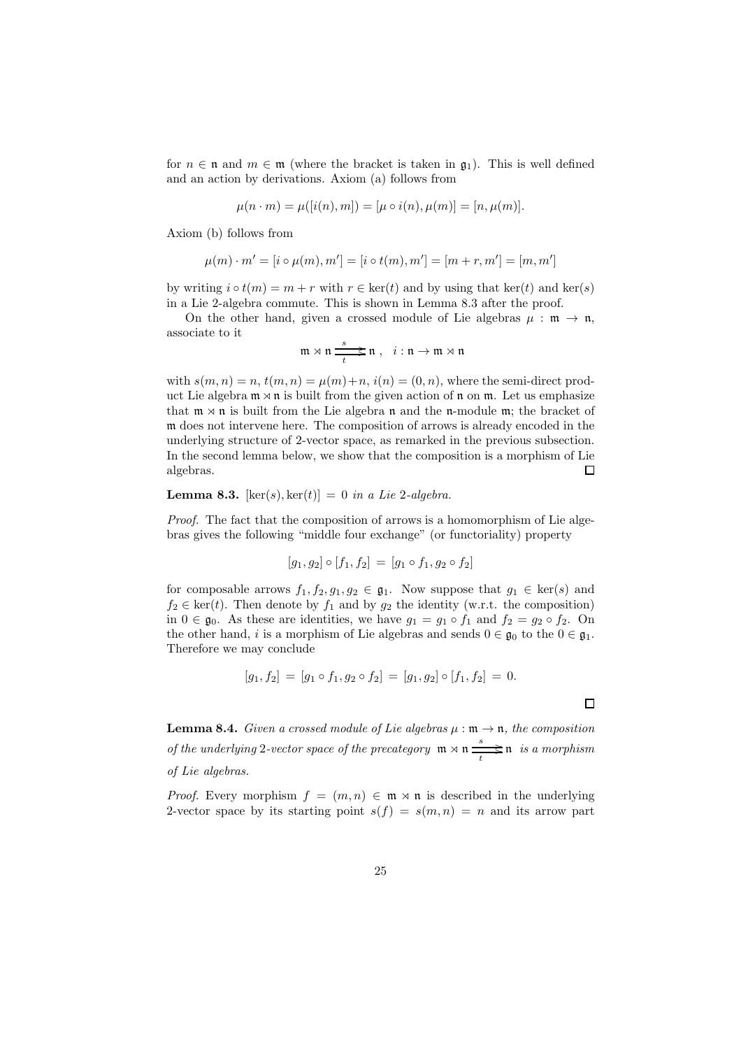for $n \in \mathfrak{n}$ and $m \in \mathfrak{m}$ (where the bracket is taken in $\mathfrak{g}_1$). This is well defined and an action by derivations. Axiom (a) follows from

$$\mu(n \cdot m) = \mu([i(n), m]) = [\mu \circ i(n), \mu(m)] = [n, \mu(m)].$$

Axiom (b) follows from

$$\mu(m) \cdot m' = [i \circ \mu(m), m'] = [i \circ t(m), m'] = [m + r, m'] = [m, m']$$

by writing $i \circ t(m) = m + r$ with $r \in \ker(t)$ and by using that $\ker(t)$ and $\ker(s)$ in a Lie 2-algebra commute. This is shown in Lemma 8.3 after the proof.

On the other hand, given a crossed module of Lie algebras $\mu : \mathfrak{m} \to \mathfrak{n}$, associate to it

$$\mathfrak{m} \rtimes \mathfrak{n} \underset{t}{\overset{s}{\rightrightarrows}} \mathfrak{n}\,, \quad i : \mathfrak{n} \to \mathfrak{m} \rtimes \mathfrak{n}$$

with $s(m,n) = n$, $t(m,n) = \mu(m) + n$, $i(n) = (0,n)$, where the semi-direct product Lie algebra $\mathfrak{m} \rtimes \mathfrak{n}$ is built from the given action of $\mathfrak{n}$ on $\mathfrak{m}$. Let us emphasize that $\mathfrak{m} \rtimes \mathfrak{n}$ is built from the Lie algebra $\mathfrak{n}$ and the $\mathfrak{n}$-module $\mathfrak{m}$; the bracket of $\mathfrak{m}$ does not intervene here. The composition of arrows is already encoded in the underlying structure of 2-vector space, as remarked in the previous subsection. In the second lemma below, we show that the composition is a morphism of Lie algebras. □

**Lemma 8.3.** *$[\ker(s), \ker(t)] = 0$ in a Lie 2-algebra.*

*Proof.* The fact that the composition of arrows is a homomorphism of Lie algebras gives the following "middle four exchange" (or functoriality) property

$$[g_1, g_2] \circ [f_1, f_2] \,=\, [g_1 \circ f_1, g_2 \circ f_2]$$

for composable arrows $f_1, f_2, g_1, g_2 \in \mathfrak{g}_1$. Now suppose that $g_1 \in \ker(s)$ and $f_2 \in \ker(t)$. Then denote by $f_1$ and by $g_2$ the identity (w.r.t. the composition) in $0 \in \mathfrak{g}_0$. As these are identities, we have $g_1 = g_1 \circ f_1$ and $f_2 = g_2 \circ f_2$. On the other hand, $i$ is a morphism of Lie algebras and sends $0 \in \mathfrak{g}_0$ to the $0 \in \mathfrak{g}_1$. Therefore we may conclude

$$[g_1, f_2] \,=\, [g_1 \circ f_1, g_2 \circ f_2] \,=\, [g_1, g_2] \circ [f_1, f_2] \,=\, 0.$$

□

**Lemma 8.4.** *Given a crossed module of Lie algebras $\mu : \mathfrak{m} \to \mathfrak{n}$, the composition of the underlying 2-vector space of the precategory $\mathfrak{m} \rtimes \mathfrak{n} \underset{t}{\overset{s}{\rightrightarrows}} \mathfrak{n}$ is a morphism of Lie algebras.*

*Proof.* Every morphism $f = (m,n) \in \mathfrak{m} \rtimes \mathfrak{n}$ is described in the underlying 2-vector space by its starting point $s(f) = s(m,n) = n$ and its arrow part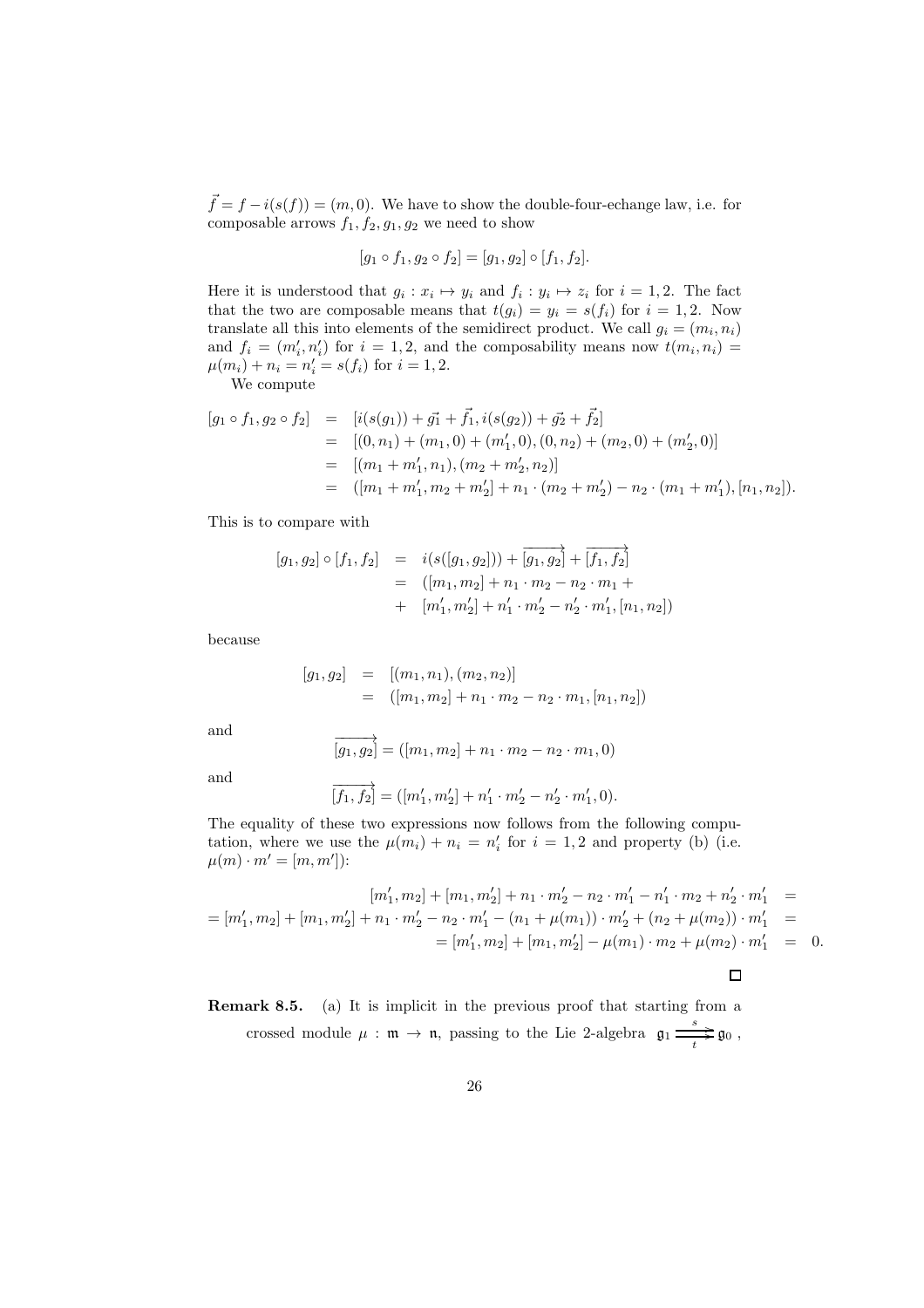$\vec{f} = f - i(s(f)) = (m, 0)$. We have to show the double-four-echange law, i.e. for composable arrows $f_1, f_2, g_1, g_2$ we need to show

$$[g_1 \circ f_1, g_2 \circ f_2] = [g_1, g_2] \circ [f_1, f_2].$$

Here it is understood that $g_i : x_i \mapsto y_i$ and $f_i : y_i \mapsto z_i$ for $i = 1, 2$. The fact that the two are composable means that $t(g_i) = y_i = s(f_i)$ for $i = 1, 2$. Now translate all this into elements of the semidirect product. We call $g_i = (m_i, n_i)$ and $f_i = (m'_i, n'_i)$ for $i = 1, 2$, and the composability means now $t(m_i, n_i) = \mu(m_i) + n_i = n'_i = s(f_i)$ for $i = 1, 2$.

We compute

$$\begin{aligned}
[g_1 \circ f_1, g_2 \circ f_2] &= [i(s(g_1)) + \vec{g_1} + \vec{f_1}, i(s(g_2)) + \vec{g_2} + \vec{f_2}] \\
&= [(0, n_1) + (m_1, 0) + (m'_1, 0), (0, n_2) + (m_2, 0) + (m'_2, 0)] \\
&= [(m_1 + m'_1, n_1), (m_2 + m'_2, n_2)] \\
&= ([m_1 + m'_1, m_2 + m'_2] + n_1 \cdot (m_2 + m'_2) - n_2 \cdot (m_1 + m'_1), [n_1, n_2]).
\end{aligned}$$

This is to compare with

$$\begin{aligned}
[g_1, g_2] \circ [f_1, f_2] &= i(s([g_1, g_2])) + \overrightarrow{[g_1, g_2]} + \overrightarrow{[f_1, f_2]} \\
&= ([m_1, m_2] + n_1 \cdot m_2 - n_2 \cdot m_1 + \\
&+ \ [m'_1, m'_2] + n'_1 \cdot m'_2 - n'_2 \cdot m'_1, [n_1, n_2])
\end{aligned}$$

because

$$\begin{aligned}
[g_1, g_2] &= [(m_1, n_1), (m_2, n_2)] \\
&= ([m_1, m_2] + n_1 \cdot m_2 - n_2 \cdot m_1, [n_1, n_2])
\end{aligned}$$

and

$$\overrightarrow{[g_1, g_2]} = ([m_1, m_2] + n_1 \cdot m_2 - n_2 \cdot m_1, 0)$$

and

$$\overrightarrow{[f_1, f_2]} = ([m'_1, m'_2] + n'_1 \cdot m'_2 - n'_2 \cdot m'_1, 0).$$

The equality of these two expressions now follows from the following computation, where we use the $\mu(m_i) + n_i = n'_i$ for $i = 1, 2$ and property (b) (i.e. $\mu(m) \cdot m' = [m, m']$):

$$\begin{aligned}
& [m'_1, m_2] + [m_1, m'_2] + n_1 \cdot m'_2 - n_2 \cdot m'_1 - n'_1 \cdot m_2 + n'_2 \cdot m'_1 &= \\
= & [m'_1, m_2] + [m_1, m'_2] + n_1 \cdot m'_2 - n_2 \cdot m'_1 - (n_1 + \mu(m_1)) \cdot m'_2 + (n_2 + \mu(m_2)) \cdot m'_1 &= \\
& = [m'_1, m_2] + [m_1, m'_2] - \mu(m_1) \cdot m_2 + \mu(m_2) \cdot m'_1 &= 0.
\end{aligned}$$

□

**Remark 8.5.** (a) It is implicit in the previous proof that starting from a crossed module $\mu : \mathfrak{m} \to \mathfrak{n}$, passing to the Lie 2-algebra $\mathfrak{g}_1 \overset{s}{\underset{t}{\rightrightarrows}} \mathfrak{g}_0$,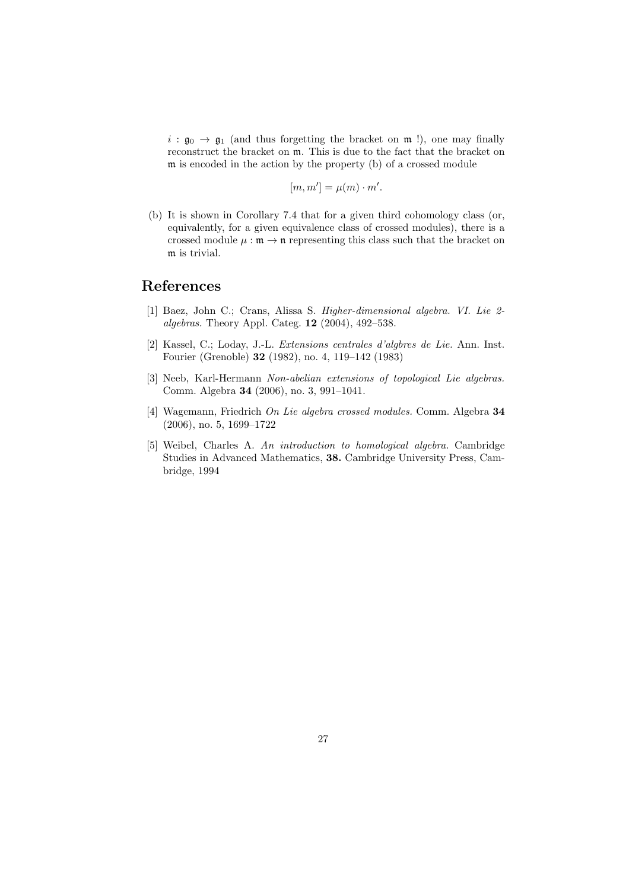$i : \mathfrak{g}_0 \to \mathfrak{g}_1$ (and thus forgetting the bracket on $\mathfrak{m}$ !), one may finally reconstruct the bracket on $\mathfrak{m}$. This is due to the fact that the bracket on $\mathfrak{m}$ is encoded in the action by the property (b) of a crossed module

$$[m, m'] = \mu(m) \cdot m'.$$

(b) It is shown in Corollary 7.4 that for a given third cohomology class (or, equivalently, for a given equivalence class of crossed modules), there is a crossed module $\mu : \mathfrak{m} \to \mathfrak{n}$ representing this class such that the bracket on $\mathfrak{m}$ is trivial.

# References

[1] Baez, John C.; Crans, Alissa S. *Higher-dimensional algebra. VI. Lie 2-algebras.* Theory Appl. Categ. **12** (2004), 492–538.

[2] Kassel, C.; Loday, J.-L. *Extensions centrales d'algbres de Lie.* Ann. Inst. Fourier (Grenoble) **32** (1982), no. 4, 119–142 (1983)

[3] Neeb, Karl-Hermann *Non-abelian extensions of topological Lie algebras.* Comm. Algebra **34** (2006), no. 3, 991–1041.

[4] Wagemann, Friedrich *On Lie algebra crossed modules.* Comm. Algebra **34** (2006), no. 5, 1699–1722

[5] Weibel, Charles A. *An introduction to homological algebra.* Cambridge Studies in Advanced Mathematics, **38.** Cambridge University Press, Cambridge, 1994